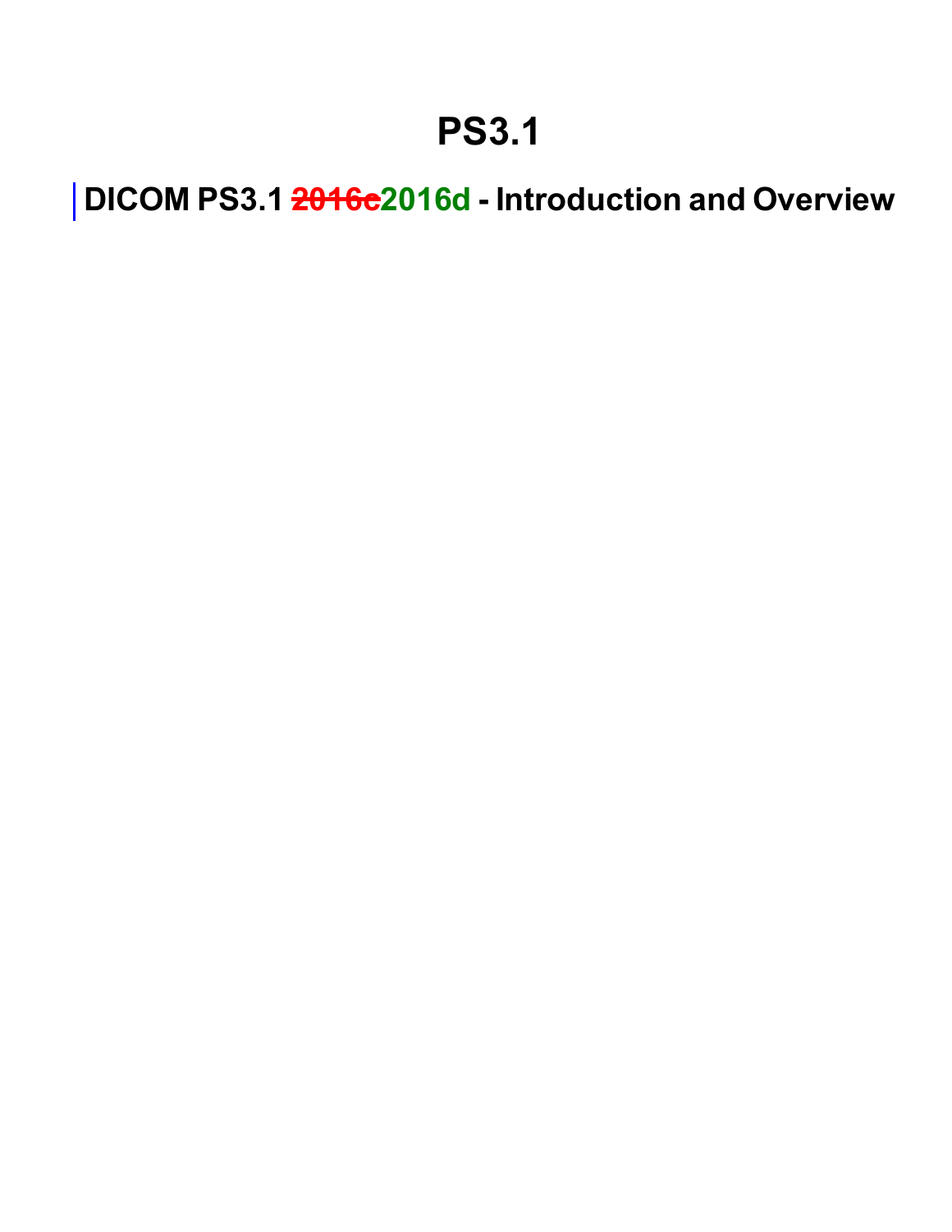# PS3.1

## DICOM PS3.1 ~~2016c~~2016d - Introduction and Overview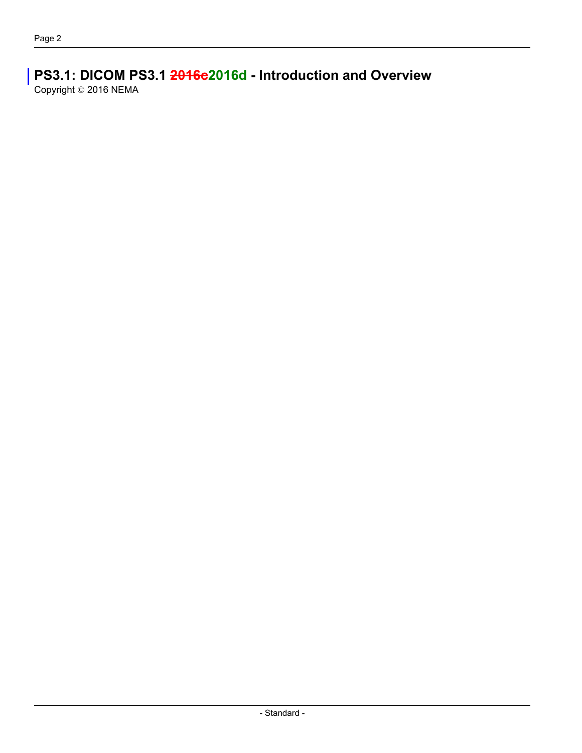# PS3.1: DICOM PS3.1 ~~2016c~~2016d - Introduction and Overview

Copyright © 2016 NEMA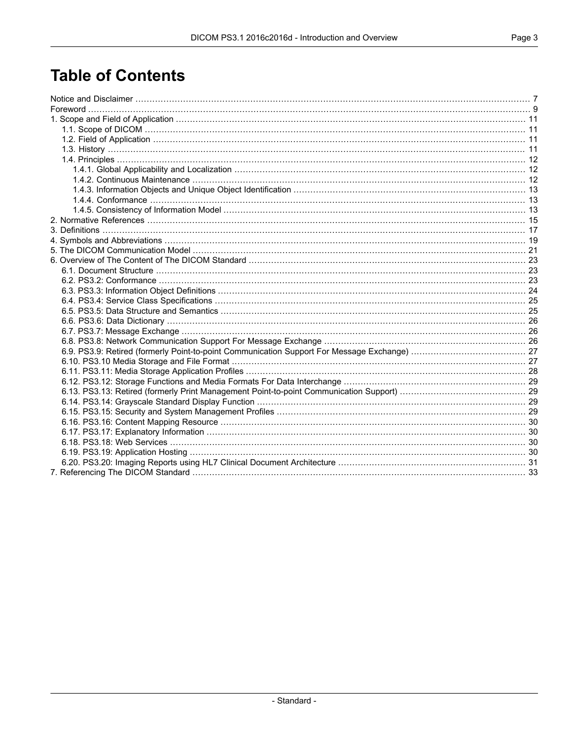# Table of Contents

Notice and Disclaimer ........................................................................................................................................ 7
Foreword ........................................................................................................................................................ 9
1. Scope and Field of Application ................................................................................................................... 11
  1.1. Scope of DICOM .................................................................................................................................. 11
  1.2. Field of Application ............................................................................................................................... 11
  1.3. History ................................................................................................................................................ 11
  1.4. Principles ............................................................................................................................................ 12
    1.4.1. Global Applicability and Localization .................................................................................................. 12
    1.4.2. Continuous Maintenance .................................................................................................................. 12
    1.4.3. Information Objects and Unique Object Identification ......................................................................... 13
    1.4.4. Conformance ................................................................................................................................... 13
    1.4.5. Consistency of Information Model ...................................................................................................... 13
2. Normative References ................................................................................................................................ 15
3. Definitions ................................................................................................................................................. 17
4. Symbols and Abbreviations ........................................................................................................................ 19
5. The DICOM Communication Model ............................................................................................................. 21
6. Overview of The Content of The DICOM Standard ......................................................................................... 23
  6.1. Document Structure .............................................................................................................................. 23
  6.2. PS3.2: Conformance ............................................................................................................................. 23
  6.3. PS3.3: Information Object Definitions ..................................................................................................... 24
  6.4. PS3.4: Service Class Specifications ........................................................................................................ 25
  6.5. PS3.5: Data Structure and Semantics ..................................................................................................... 25
  6.6. PS3.6: Data Dictionary .......................................................................................................................... 26
  6.7. PS3.7: Message Exchange .................................................................................................................... 26
  6.8. PS3.8: Network Communication Support For Message Exchange .............................................................. 26
  6.9. PS3.9: Retired (formerly Point-to-point Communication Support For Message Exchange) ............................... 27
  6.10. PS3.10 Media Storage and File Format ................................................................................................. 27
  6.11. PS3.11: Media Storage Application Profiles ............................................................................................ 28
  6.12. PS3.12: Storage Functions and Media Formats For Data Interchange ........................................................ 29
  6.13. PS3.13: Retired (formerly Print Management Point-to-point Communication Support) .................................. 29
  6.14. PS3.14: Grayscale Standard Display Function ........................................................................................ 29
  6.15. PS3.15: Security and System Management Profiles ................................................................................ 29
  6.16. PS3.16: Content Mapping Resource ...................................................................................................... 30
  6.17. PS3.17: Explanatory Information .......................................................................................................... 30
  6.18. PS3.18: Web Services ......................................................................................................................... 30
  6.19. PS3.19: Application Hosting ................................................................................................................. 30
  6.20. PS3.20: Imaging Reports using HL7 Clinical Document Architecture .......................................................... 31
7. Referencing The DICOM Standard .............................................................................................................. 33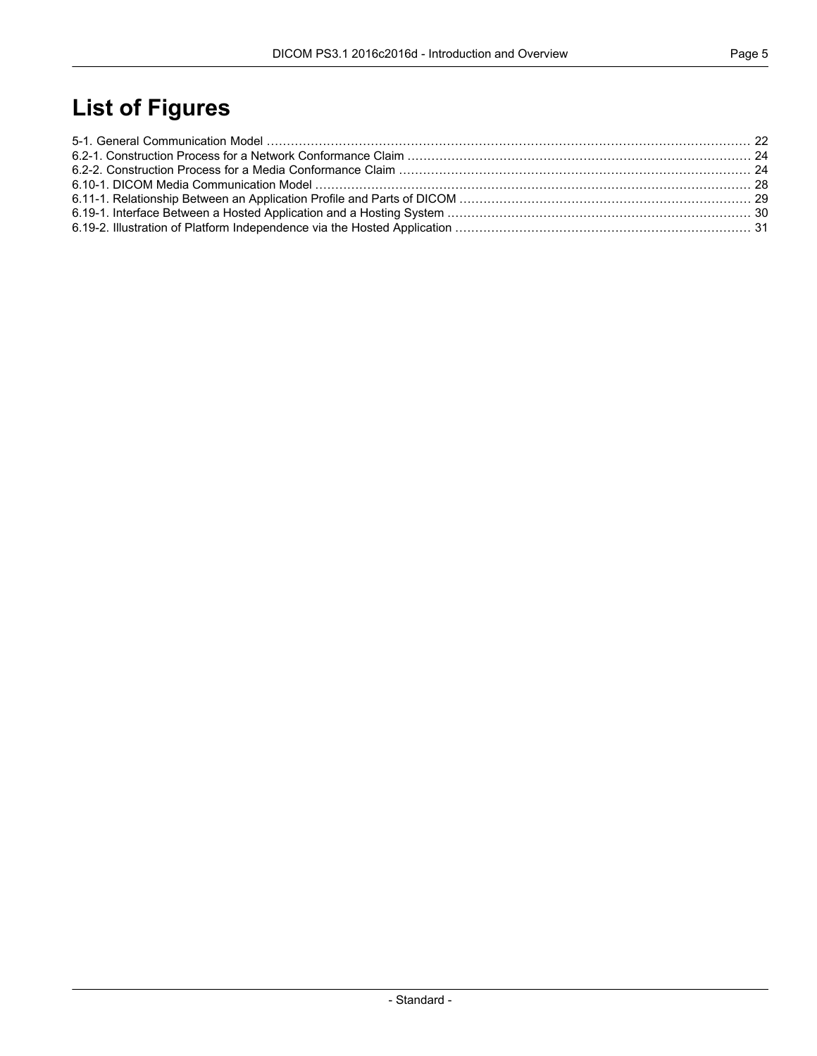# List of Figures

5-1. General Communication Model ........................................................................................................................ 22
6.2-1. Construction Process for a Network Conformance Claim ..................................................................................... 24
6.2-2. Construction Process for a Media Conformance Claim ....................................................................................... 24
6.10-1. DICOM Media Communication Model ............................................................................................................ 28
6.11-1. Relationship Between an Application Profile and Parts of DICOM ........................................................................ 29
6.19-1. Interface Between a Hosted Application and a Hosting System ........................................................................... 30
6.19-2. Illustration of Platform Independence via the Hosted Application ......................................................................... 31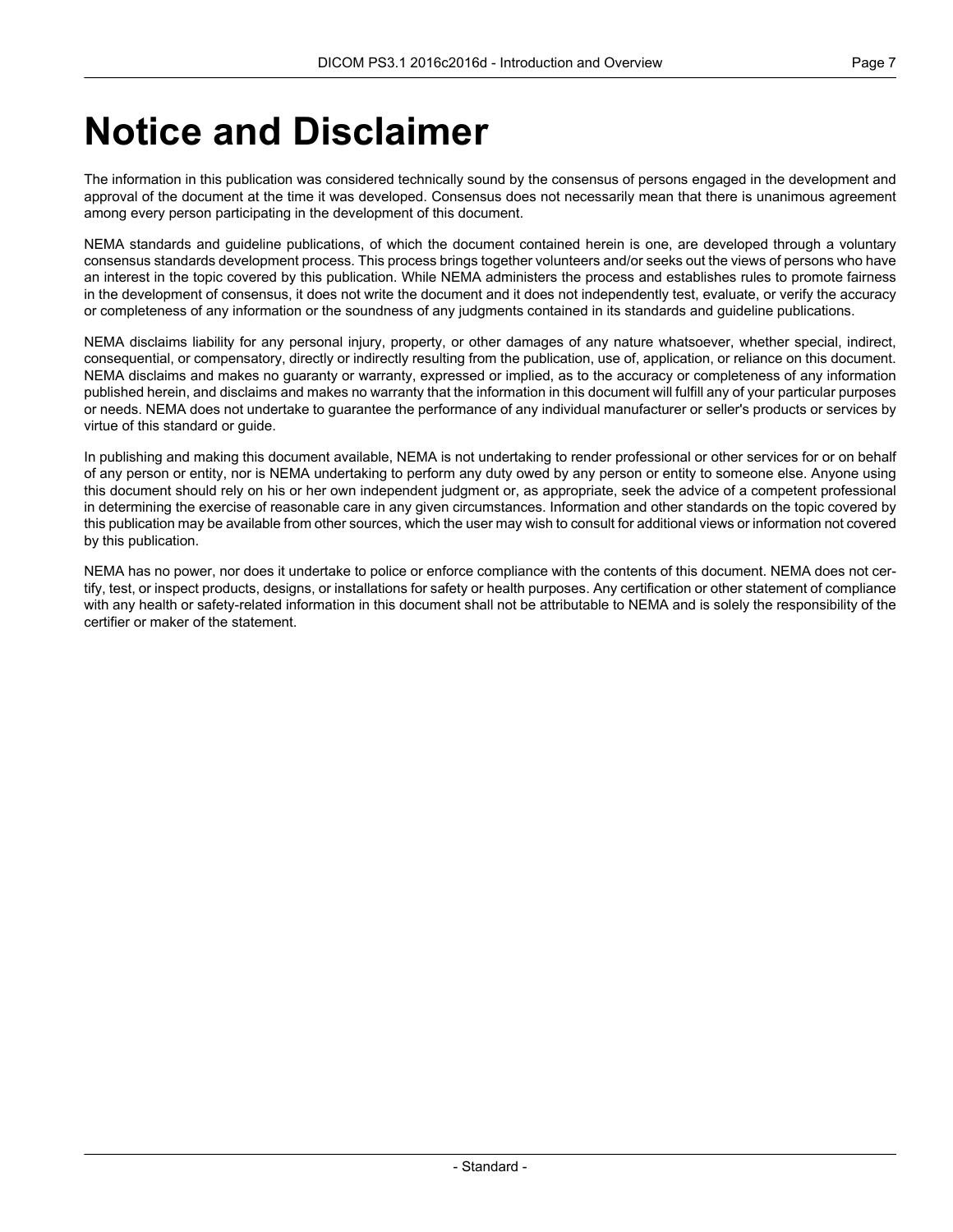# Notice and Disclaimer

The information in this publication was considered technically sound by the consensus of persons engaged in the development and approval of the document at the time it was developed. Consensus does not necessarily mean that there is unanimous agreement among every person participating in the development of this document.

NEMA standards and guideline publications, of which the document contained herein is one, are developed through a voluntary consensus standards development process. This process brings together volunteers and/or seeks out the views of persons who have an interest in the topic covered by this publication. While NEMA administers the process and establishes rules to promote fairness in the development of consensus, it does not write the document and it does not independently test, evaluate, or verify the accuracy or completeness of any information or the soundness of any judgments contained in its standards and guideline publications.

NEMA disclaims liability for any personal injury, property, or other damages of any nature whatsoever, whether special, indirect, consequential, or compensatory, directly or indirectly resulting from the publication, use of, application, or reliance on this document. NEMA disclaims and makes no guaranty or warranty, expressed or implied, as to the accuracy or completeness of any information published herein, and disclaims and makes no warranty that the information in this document will fulfill any of your particular purposes or needs. NEMA does not undertake to guarantee the performance of any individual manufacturer or seller's products or services by virtue of this standard or guide.

In publishing and making this document available, NEMA is not undertaking to render professional or other services for or on behalf of any person or entity, nor is NEMA undertaking to perform any duty owed by any person or entity to someone else. Anyone using this document should rely on his or her own independent judgment or, as appropriate, seek the advice of a competent professional in determining the exercise of reasonable care in any given circumstances. Information and other standards on the topic covered by this publication may be available from other sources, which the user may wish to consult for additional views or information not covered by this publication.

NEMA has no power, nor does it undertake to police or enforce compliance with the contents of this document. NEMA does not certify, test, or inspect products, designs, or installations for safety or health purposes. Any certification or other statement of compliance with any health or safety-related information in this document shall not be attributable to NEMA and is solely the responsibility of the certifier or maker of the statement.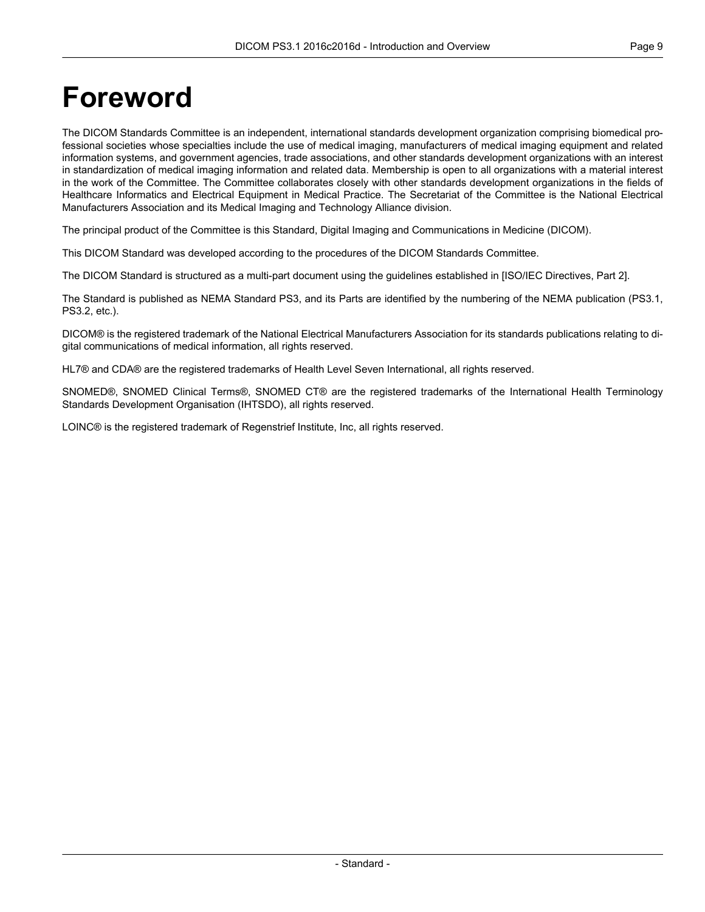# Foreword

The DICOM Standards Committee is an independent, international standards development organization comprising biomedical professional societies whose specialties include the use of medical imaging, manufacturers of medical imaging equipment and related information systems, and government agencies, trade associations, and other standards development organizations with an interest in standardization of medical imaging information and related data. Membership is open to all organizations with a material interest in the work of the Committee. The Committee collaborates closely with other standards development organizations in the fields of Healthcare Informatics and Electrical Equipment in Medical Practice. The Secretariat of the Committee is the National Electrical Manufacturers Association and its Medical Imaging and Technology Alliance division.

The principal product of the Committee is this Standard, Digital Imaging and Communications in Medicine (DICOM).

This DICOM Standard was developed according to the procedures of the DICOM Standards Committee.

The DICOM Standard is structured as a multi-part document using the guidelines established in [ISO/IEC Directives, Part 2].

The Standard is published as NEMA Standard PS3, and its Parts are identified by the numbering of the NEMA publication (PS3.1, PS3.2, etc.).

DICOM® is the registered trademark of the National Electrical Manufacturers Association for its standards publications relating to digital communications of medical information, all rights reserved.

HL7® and CDA® are the registered trademarks of Health Level Seven International, all rights reserved.

SNOMED®, SNOMED Clinical Terms®, SNOMED CT® are the registered trademarks of the International Health Terminology Standards Development Organisation (IHTSDO), all rights reserved.

LOINC® is the registered trademark of Regenstrief Institute, Inc, all rights reserved.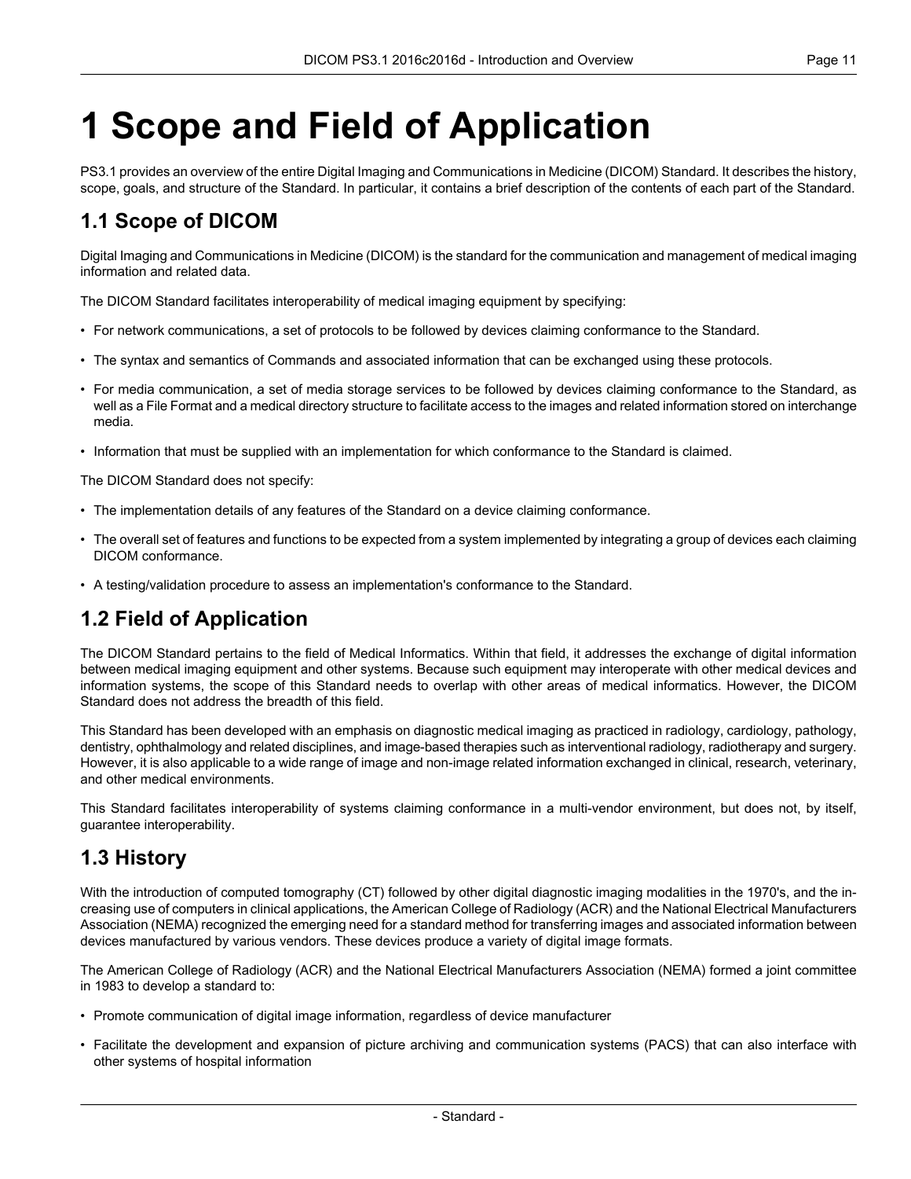# 1 Scope and Field of Application

PS3.1 provides an overview of the entire Digital Imaging and Communications in Medicine (DICOM) Standard. It describes the history, scope, goals, and structure of the Standard. In particular, it contains a brief description of the contents of each part of the Standard.

## 1.1 Scope of DICOM

Digital Imaging and Communications in Medicine (DICOM) is the standard for the communication and management of medical imaging information and related data.

The DICOM Standard facilitates interoperability of medical imaging equipment by specifying:

- For network communications, a set of protocols to be followed by devices claiming conformance to the Standard.
- The syntax and semantics of Commands and associated information that can be exchanged using these protocols.
- For media communication, a set of media storage services to be followed by devices claiming conformance to the Standard, as well as a File Format and a medical directory structure to facilitate access to the images and related information stored on interchange media.
- Information that must be supplied with an implementation for which conformance to the Standard is claimed.

The DICOM Standard does not specify:

- The implementation details of any features of the Standard on a device claiming conformance.
- The overall set of features and functions to be expected from a system implemented by integrating a group of devices each claiming DICOM conformance.
- A testing/validation procedure to assess an implementation's conformance to the Standard.

## 1.2 Field of Application

The DICOM Standard pertains to the field of Medical Informatics. Within that field, it addresses the exchange of digital information between medical imaging equipment and other systems. Because such equipment may interoperate with other medical devices and information systems, the scope of this Standard needs to overlap with other areas of medical informatics. However, the DICOM Standard does not address the breadth of this field.

This Standard has been developed with an emphasis on diagnostic medical imaging as practiced in radiology, cardiology, pathology, dentistry, ophthalmology and related disciplines, and image-based therapies such as interventional radiology, radiotherapy and surgery. However, it is also applicable to a wide range of image and non-image related information exchanged in clinical, research, veterinary, and other medical environments.

This Standard facilitates interoperability of systems claiming conformance in a multi-vendor environment, but does not, by itself, guarantee interoperability.

## 1.3 History

With the introduction of computed tomography (CT) followed by other digital diagnostic imaging modalities in the 1970's, and the increasing use of computers in clinical applications, the American College of Radiology (ACR) and the National Electrical Manufacturers Association (NEMA) recognized the emerging need for a standard method for transferring images and associated information between devices manufactured by various vendors. These devices produce a variety of digital image formats.

The American College of Radiology (ACR) and the National Electrical Manufacturers Association (NEMA) formed a joint committee in 1983 to develop a standard to:

- Promote communication of digital image information, regardless of device manufacturer
- Facilitate the development and expansion of picture archiving and communication systems (PACS) that can also interface with other systems of hospital information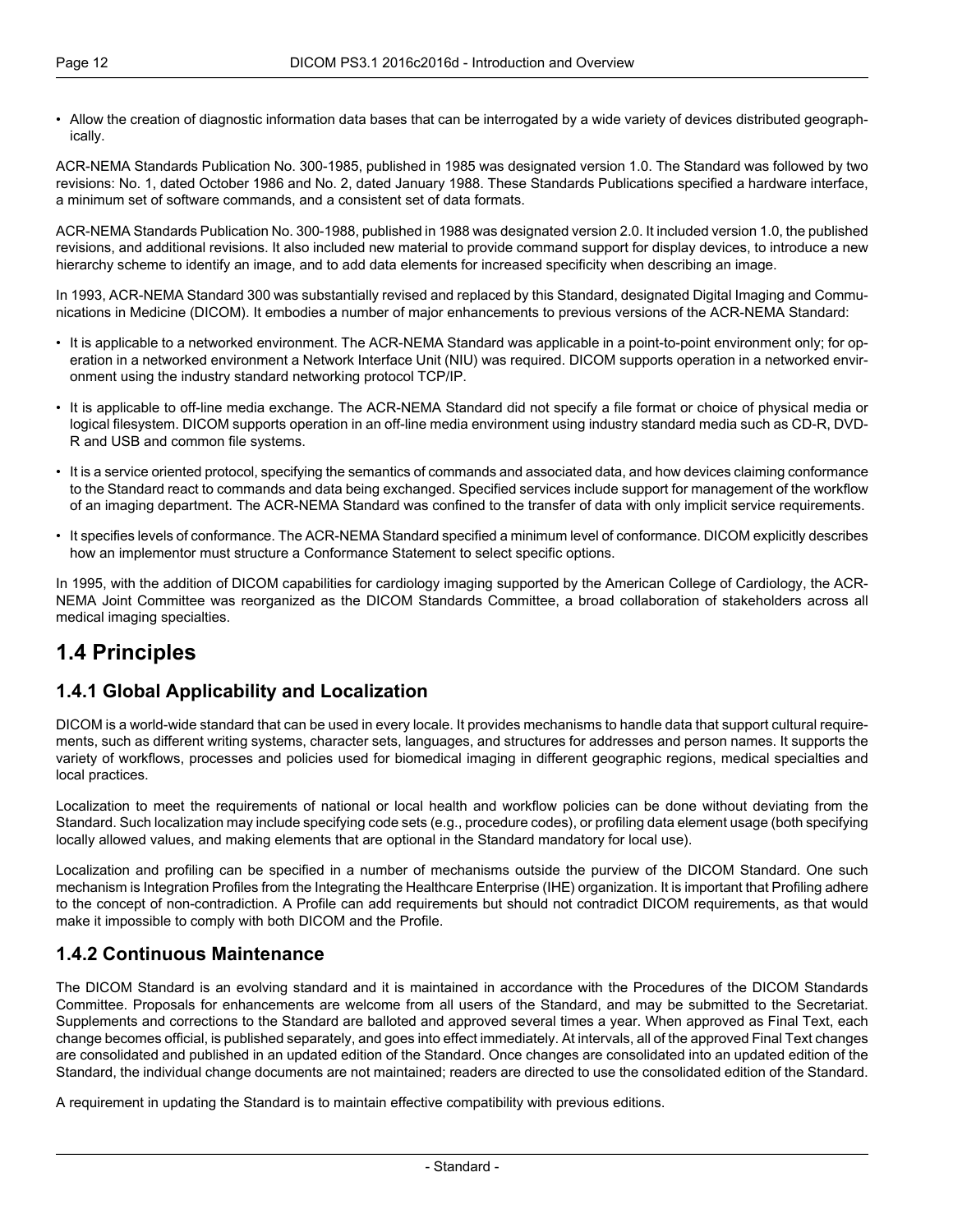- Allow the creation of diagnostic information data bases that can be interrogated by a wide variety of devices distributed geographically.

ACR-NEMA Standards Publication No. 300-1985, published in 1985 was designated version 1.0. The Standard was followed by two revisions: No. 1, dated October 1986 and No. 2, dated January 1988. These Standards Publications specified a hardware interface, a minimum set of software commands, and a consistent set of data formats.

ACR-NEMA Standards Publication No. 300-1988, published in 1988 was designated version 2.0. It included version 1.0, the published revisions, and additional revisions. It also included new material to provide command support for display devices, to introduce a new hierarchy scheme to identify an image, and to add data elements for increased specificity when describing an image.

In 1993, ACR-NEMA Standard 300 was substantially revised and replaced by this Standard, designated Digital Imaging and Communications in Medicine (DICOM). It embodies a number of major enhancements to previous versions of the ACR-NEMA Standard:

- It is applicable to a networked environment. The ACR-NEMA Standard was applicable in a point-to-point environment only; for operation in a networked environment a Network Interface Unit (NIU) was required. DICOM supports operation in a networked environment using the industry standard networking protocol TCP/IP.
- It is applicable to off-line media exchange. The ACR-NEMA Standard did not specify a file format or choice of physical media or logical filesystem. DICOM supports operation in an off-line media environment using industry standard media such as CD-R, DVD-R and USB and common file systems.
- It is a service oriented protocol, specifying the semantics of commands and associated data, and how devices claiming conformance to the Standard react to commands and data being exchanged. Specified services include support for management of the workflow of an imaging department. The ACR-NEMA Standard was confined to the transfer of data with only implicit service requirements.
- It specifies levels of conformance. The ACR-NEMA Standard specified a minimum level of conformance. DICOM explicitly describes how an implementor must structure a Conformance Statement to select specific options.

In 1995, with the addition of DICOM capabilities for cardiology imaging supported by the American College of Cardiology, the ACR-NEMA Joint Committee was reorganized as the DICOM Standards Committee, a broad collaboration of stakeholders across all medical imaging specialties.

## 1.4 Principles

### 1.4.1 Global Applicability and Localization

DICOM is a world-wide standard that can be used in every locale. It provides mechanisms to handle data that support cultural requirements, such as different writing systems, character sets, languages, and structures for addresses and person names. It supports the variety of workflows, processes and policies used for biomedical imaging in different geographic regions, medical specialties and local practices.

Localization to meet the requirements of national or local health and workflow policies can be done without deviating from the Standard. Such localization may include specifying code sets (e.g., procedure codes), or profiling data element usage (both specifying locally allowed values, and making elements that are optional in the Standard mandatory for local use).

Localization and profiling can be specified in a number of mechanisms outside the purview of the DICOM Standard. One such mechanism is Integration Profiles from the Integrating the Healthcare Enterprise (IHE) organization. It is important that Profiling adhere to the concept of non-contradiction. A Profile can add requirements but should not contradict DICOM requirements, as that would make it impossible to comply with both DICOM and the Profile.

### 1.4.2 Continuous Maintenance

The DICOM Standard is an evolving standard and it is maintained in accordance with the Procedures of the DICOM Standards Committee. Proposals for enhancements are welcome from all users of the Standard, and may be submitted to the Secretariat. Supplements and corrections to the Standard are balloted and approved several times a year. When approved as Final Text, each change becomes official, is published separately, and goes into effect immediately. At intervals, all of the approved Final Text changes are consolidated and published in an updated edition of the Standard. Once changes are consolidated into an updated edition of the Standard, the individual change documents are not maintained; readers are directed to use the consolidated edition of the Standard.

A requirement in updating the Standard is to maintain effective compatibility with previous editions.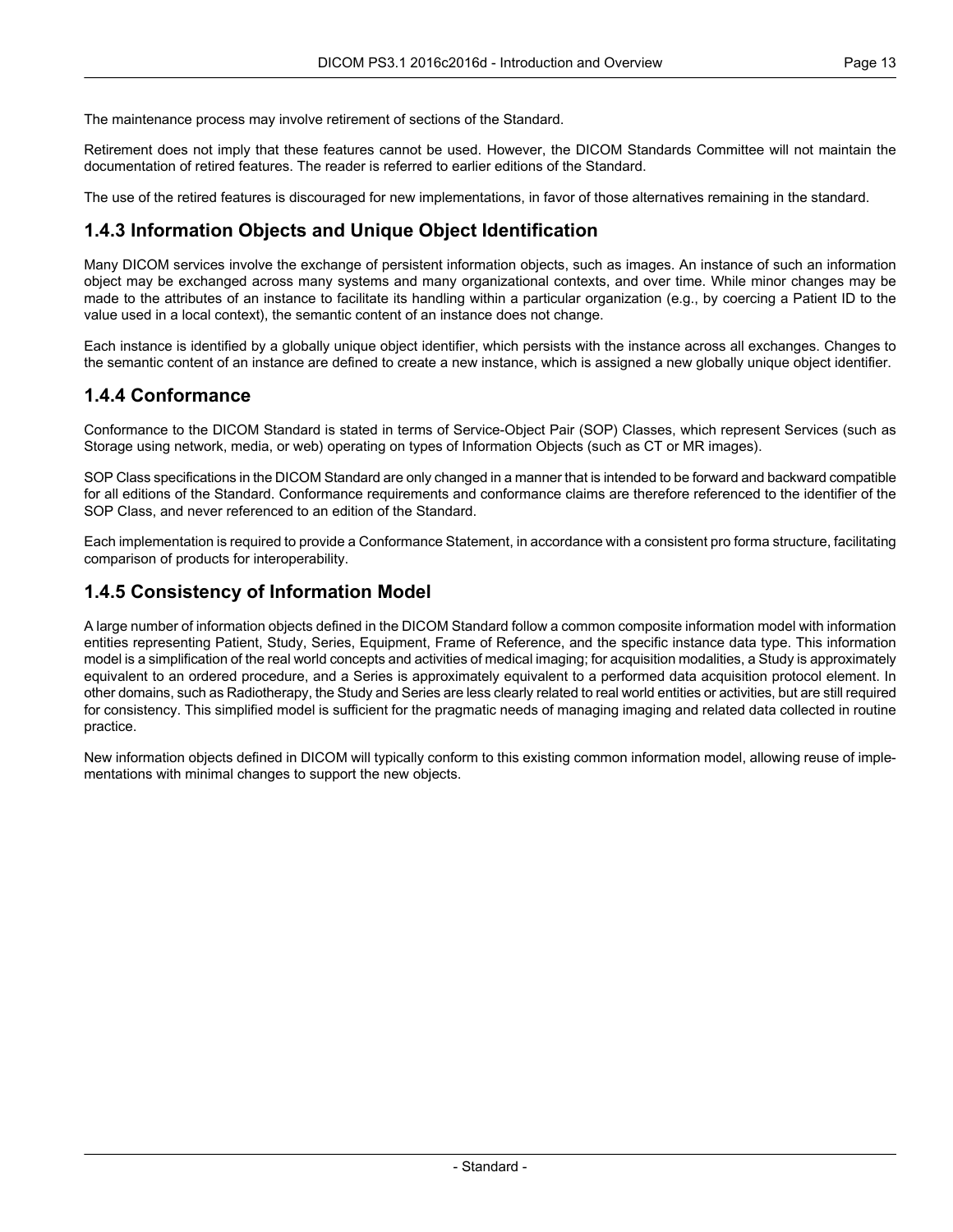The maintenance process may involve retirement of sections of the Standard.

Retirement does not imply that these features cannot be used. However, the DICOM Standards Committee will not maintain the documentation of retired features. The reader is referred to earlier editions of the Standard.

The use of the retired features is discouraged for new implementations, in favor of those alternatives remaining in the standard.

### 1.4.3 Information Objects and Unique Object Identification

Many DICOM services involve the exchange of persistent information objects, such as images. An instance of such an information object may be exchanged across many systems and many organizational contexts, and over time. While minor changes may be made to the attributes of an instance to facilitate its handling within a particular organization (e.g., by coercing a Patient ID to the value used in a local context), the semantic content of an instance does not change.

Each instance is identified by a globally unique object identifier, which persists with the instance across all exchanges. Changes to the semantic content of an instance are defined to create a new instance, which is assigned a new globally unique object identifier.

### 1.4.4 Conformance

Conformance to the DICOM Standard is stated in terms of Service-Object Pair (SOP) Classes, which represent Services (such as Storage using network, media, or web) operating on types of Information Objects (such as CT or MR images).

SOP Class specifications in the DICOM Standard are only changed in a manner that is intended to be forward and backward compatible for all editions of the Standard. Conformance requirements and conformance claims are therefore referenced to the identifier of the SOP Class, and never referenced to an edition of the Standard.

Each implementation is required to provide a Conformance Statement, in accordance with a consistent pro forma structure, facilitating comparison of products for interoperability.

### 1.4.5 Consistency of Information Model

A large number of information objects defined in the DICOM Standard follow a common composite information model with information entities representing Patient, Study, Series, Equipment, Frame of Reference, and the specific instance data type. This information model is a simplification of the real world concepts and activities of medical imaging; for acquisition modalities, a Study is approximately equivalent to an ordered procedure, and a Series is approximately equivalent to a performed data acquisition protocol element. In other domains, such as Radiotherapy, the Study and Series are less clearly related to real world entities or activities, but are still required for consistency. This simplified model is sufficient for the pragmatic needs of managing imaging and related data collected in routine practice.

New information objects defined in DICOM will typically conform to this existing common information model, allowing reuse of implementations with minimal changes to support the new objects.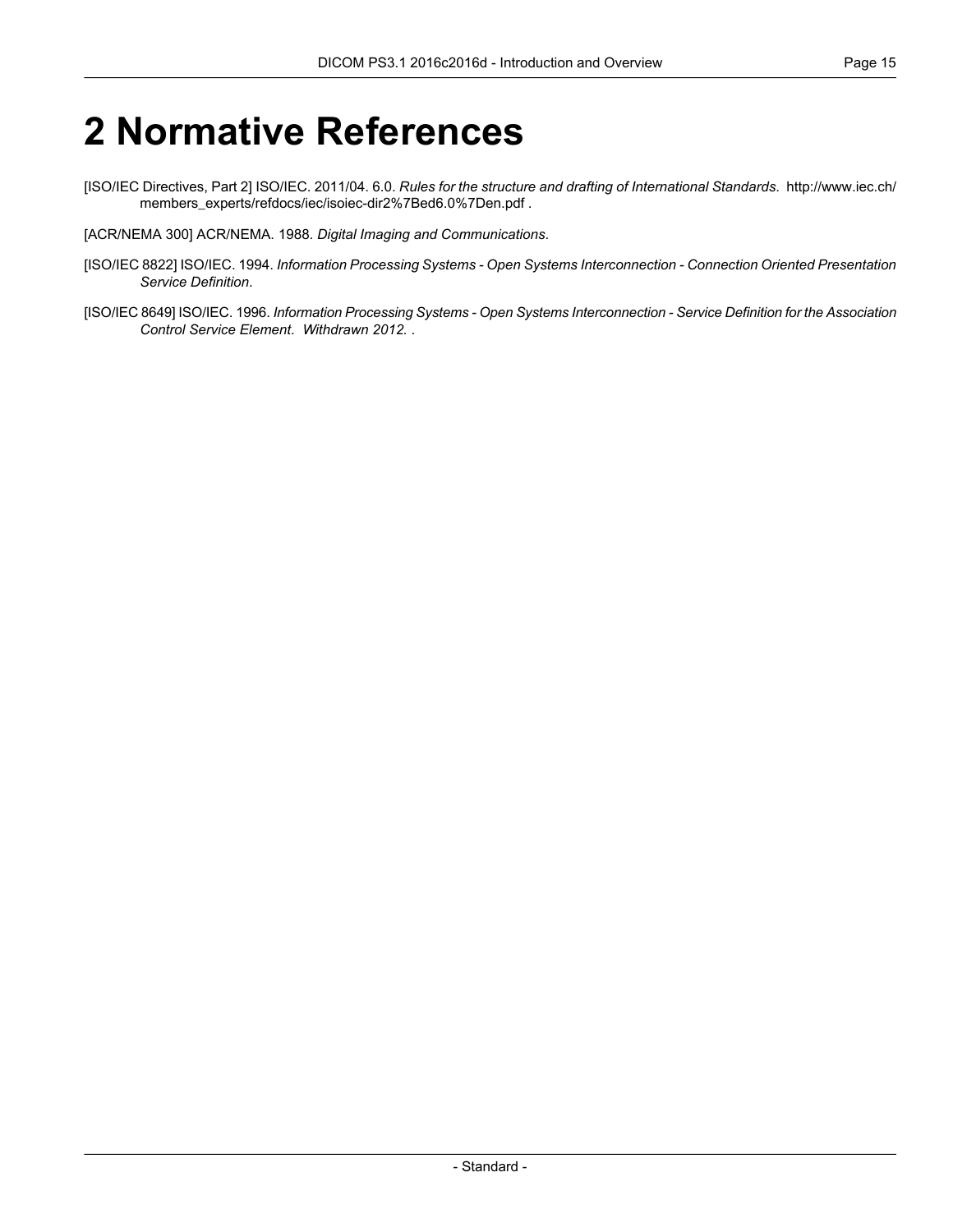# 2 Normative References

[ISO/IEC Directives, Part 2] ISO/IEC. 2011/04. 6.0. *Rules for the structure and drafting of International Standards*. http://www.iec.ch/members_experts/refdocs/iec/isoiec-dir2%7Bed6.0%7Den.pdf .

[ACR/NEMA 300] ACR/NEMA. 1988. *Digital Imaging and Communications*.

[ISO/IEC 8822] ISO/IEC. 1994. *Information Processing Systems - Open Systems Interconnection - Connection Oriented Presentation Service Definition*.

[ISO/IEC 8649] ISO/IEC. 1996. *Information Processing Systems - Open Systems Interconnection - Service Definition for the Association Control Service Element*. *Withdrawn 2012.* .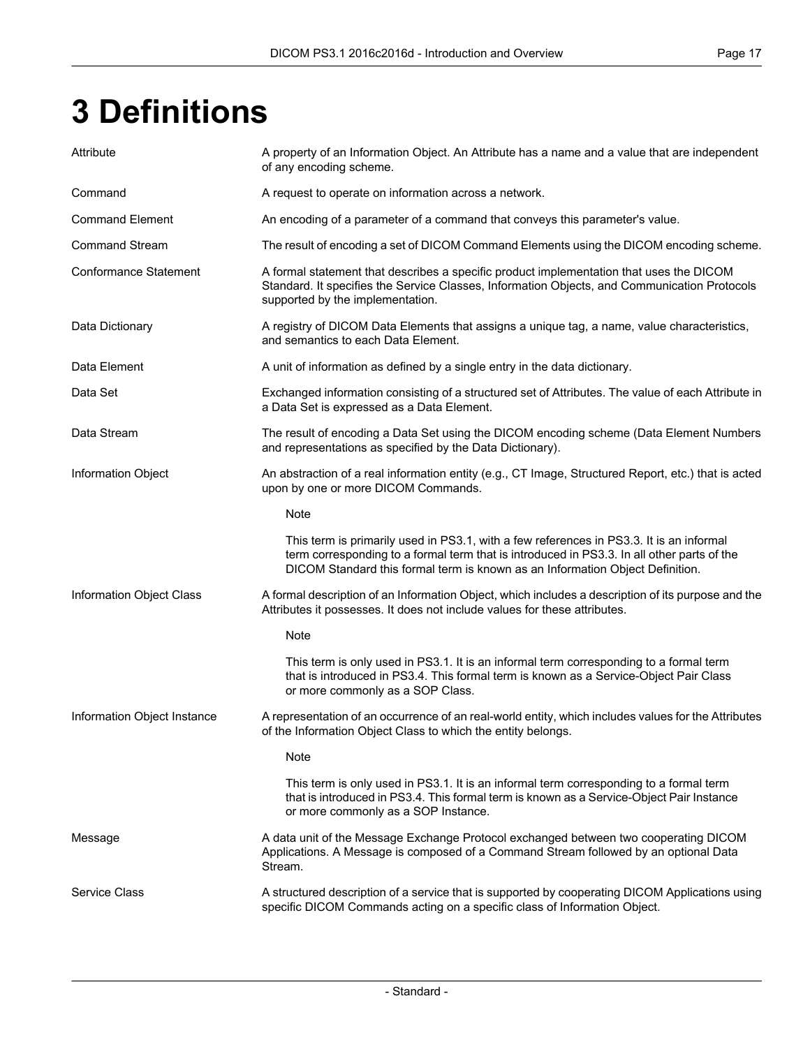# 3 Definitions

**Attribute**
A property of an Information Object. An Attribute has a name and a value that are independent of any encoding scheme.

**Command**
A request to operate on information across a network.

**Command Element**
An encoding of a parameter of a command that conveys this parameter's value.

**Command Stream**
The result of encoding a set of DICOM Command Elements using the DICOM encoding scheme.

**Conformance Statement**
A formal statement that describes a specific product implementation that uses the DICOM Standard. It specifies the Service Classes, Information Objects, and Communication Protocols supported by the implementation.

**Data Dictionary**
A registry of DICOM Data Elements that assigns a unique tag, a name, value characteristics, and semantics to each Data Element.

**Data Element**
A unit of information as defined by a single entry in the data dictionary.

**Data Set**
Exchanged information consisting of a structured set of Attributes. The value of each Attribute in a Data Set is expressed as a Data Element.

**Data Stream**
The result of encoding a Data Set using the DICOM encoding scheme (Data Element Numbers and representations as specified by the Data Dictionary).

**Information Object**
An abstraction of a real information entity (e.g., CT Image, Structured Report, etc.) that is acted upon by one or more DICOM Commands.

> Note
>
> This term is primarily used in PS3.1, with a few references in PS3.3. It is an informal term corresponding to a formal term that is introduced in PS3.3. In all other parts of the DICOM Standard this formal term is known as an Information Object Definition.

**Information Object Class**
A formal description of an Information Object, which includes a description of its purpose and the Attributes it possesses. It does not include values for these attributes.

> Note
>
> This term is only used in PS3.1. It is an informal term corresponding to a formal term that is introduced in PS3.4. This formal term is known as a Service-Object Pair Class or more commonly as a SOP Class.

**Information Object Instance**
A representation of an occurrence of an real-world entity, which includes values for the Attributes of the Information Object Class to which the entity belongs.

> Note
>
> This term is only used in PS3.1. It is an informal term corresponding to a formal term that is introduced in PS3.4. This formal term is known as a Service-Object Pair Instance or more commonly as a SOP Instance.

**Message**
A data unit of the Message Exchange Protocol exchanged between two cooperating DICOM Applications. A Message is composed of a Command Stream followed by an optional Data Stream.

**Service Class**
A structured description of a service that is supported by cooperating DICOM Applications using specific DICOM Commands acting on a specific class of Information Object.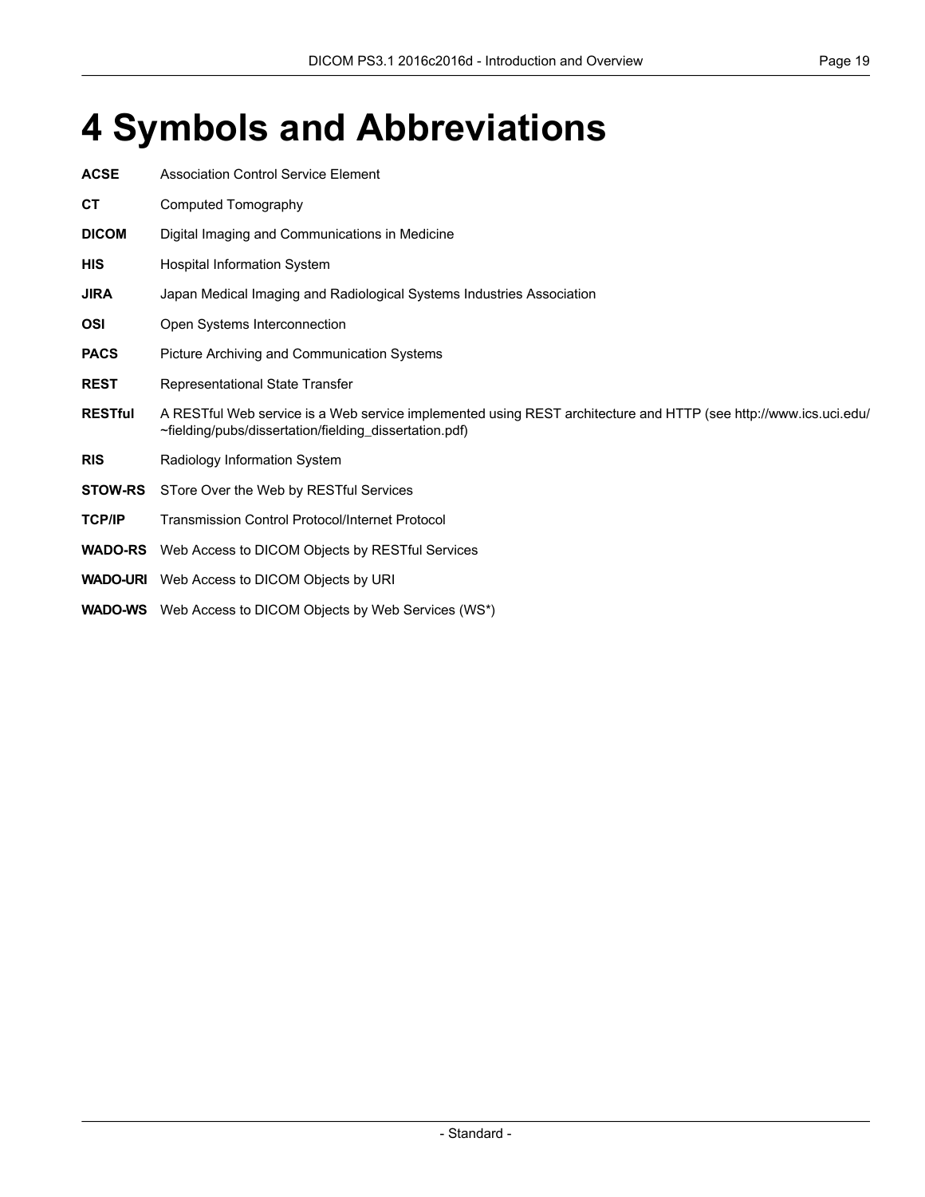# 4 Symbols and Abbreviations

**ACSE** Association Control Service Element

**CT** Computed Tomography

**DICOM** Digital Imaging and Communications in Medicine

**HIS** Hospital Information System

**JIRA** Japan Medical Imaging and Radiological Systems Industries Association

**OSI** Open Systems Interconnection

**PACS** Picture Archiving and Communication Systems

**REST** Representational State Transfer

**RESTful** A RESTful Web service is a Web service implemented using REST architecture and HTTP (see http://www.ics.uci.edu/~fielding/pubs/dissertation/fielding_dissertation.pdf)

**RIS** Radiology Information System

**STOW-RS** STore Over the Web by RESTful Services

**TCP/IP** Transmission Control Protocol/Internet Protocol

**WADO-RS** Web Access to DICOM Objects by RESTful Services

**WADO-URI** Web Access to DICOM Objects by URI

**WADO-WS** Web Access to DICOM Objects by Web Services (WS*)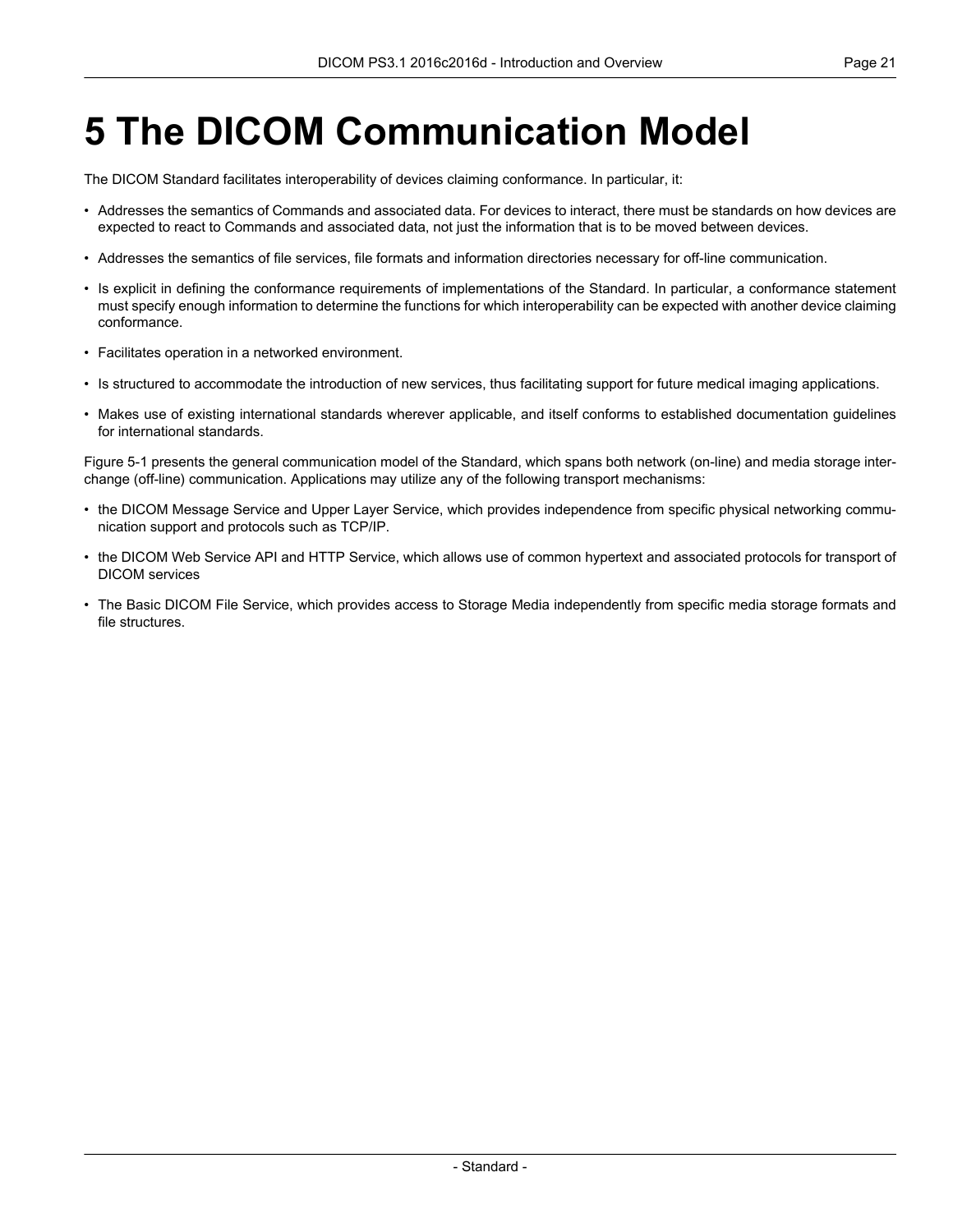# 5 The DICOM Communication Model

The DICOM Standard facilitates interoperability of devices claiming conformance. In particular, it:

- Addresses the semantics of Commands and associated data. For devices to interact, there must be standards on how devices are expected to react to Commands and associated data, not just the information that is to be moved between devices.
- Addresses the semantics of file services, file formats and information directories necessary for off-line communication.
- Is explicit in defining the conformance requirements of implementations of the Standard. In particular, a conformance statement must specify enough information to determine the functions for which interoperability can be expected with another device claiming conformance.
- Facilitates operation in a networked environment.
- Is structured to accommodate the introduction of new services, thus facilitating support for future medical imaging applications.
- Makes use of existing international standards wherever applicable, and itself conforms to established documentation guidelines for international standards.

Figure 5-1 presents the general communication model of the Standard, which spans both network (on-line) and media storage interchange (off-line) communication. Applications may utilize any of the following transport mechanisms:

- the DICOM Message Service and Upper Layer Service, which provides independence from specific physical networking communication support and protocols such as TCP/IP.
- the DICOM Web Service API and HTTP Service, which allows use of common hypertext and associated protocols for transport of DICOM services
- The Basic DICOM File Service, which provides access to Storage Media independently from specific media storage formats and file structures.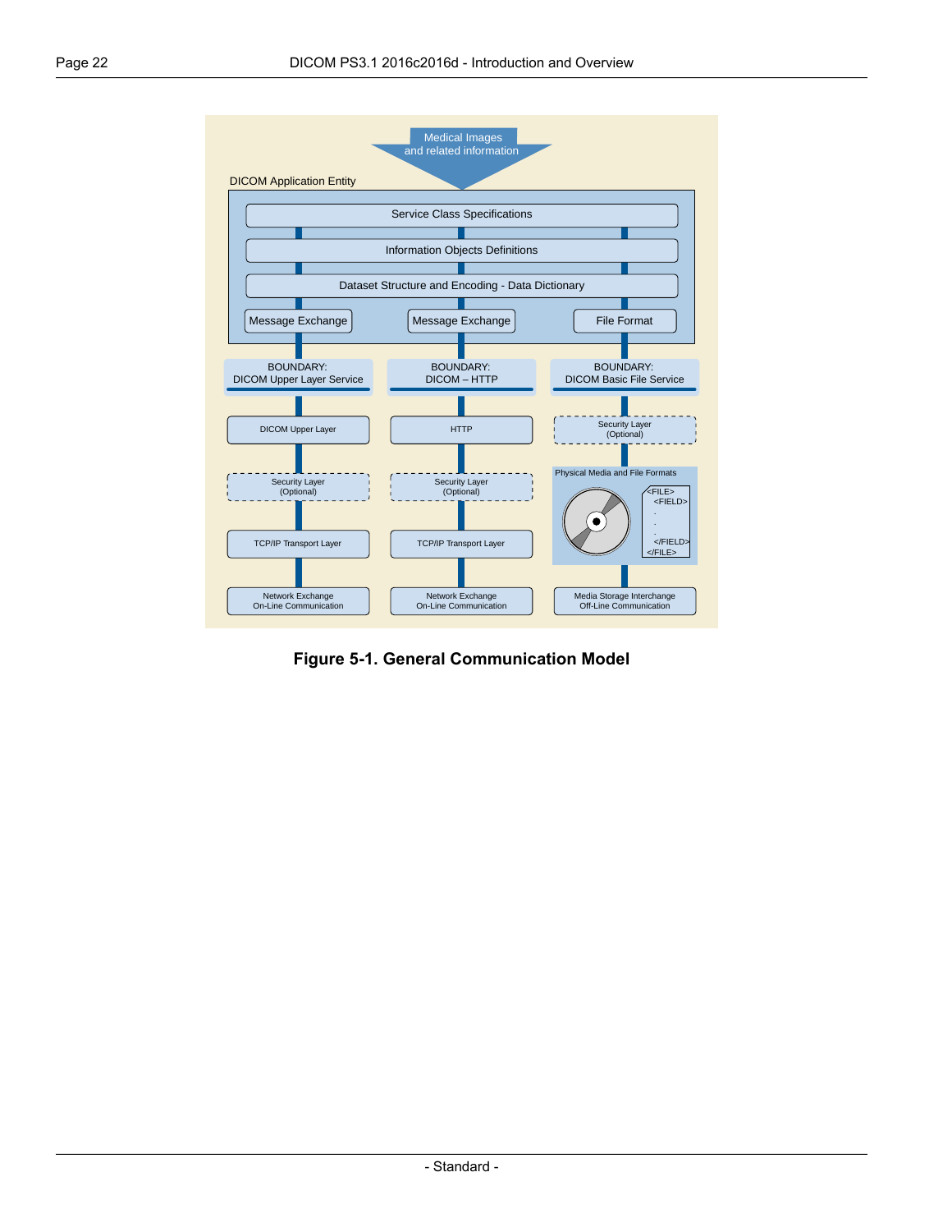**Figure 5-1. General Communication Model**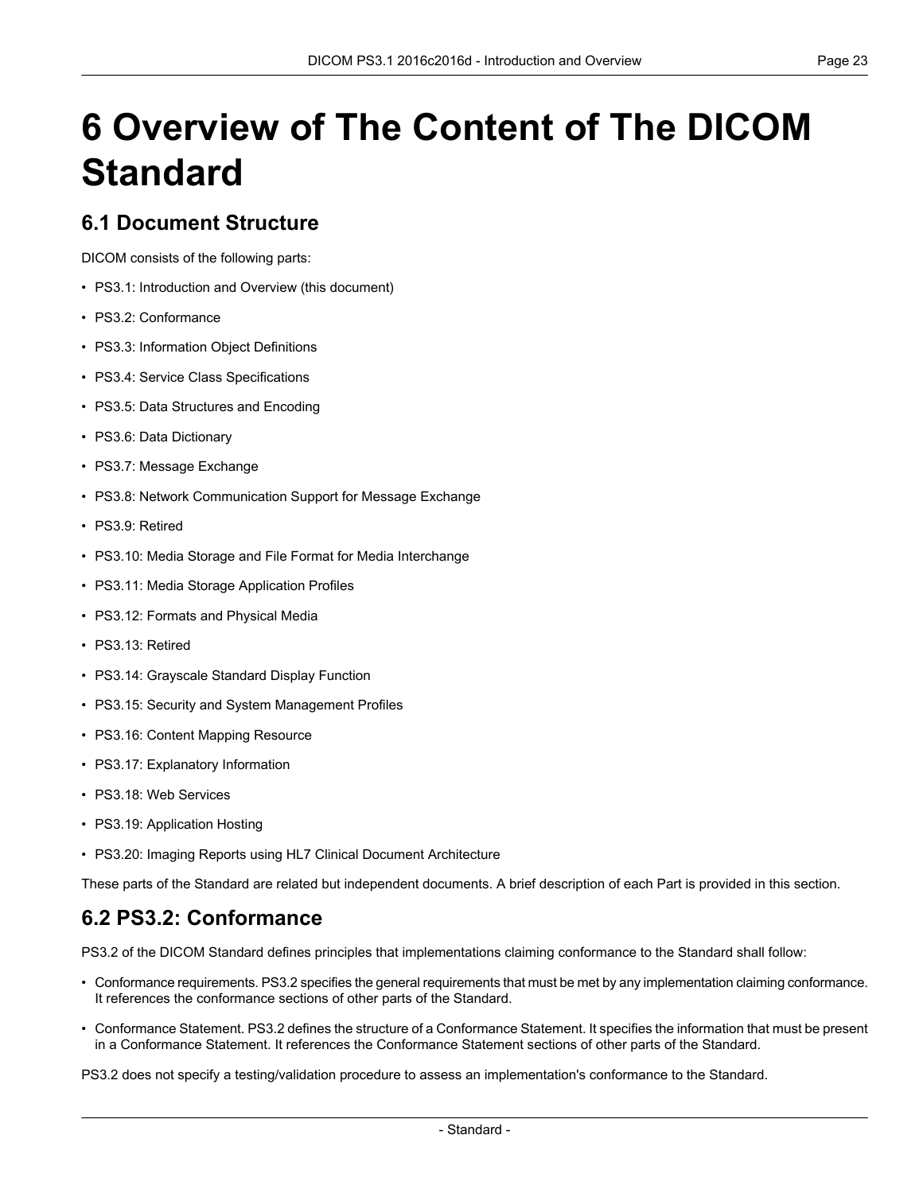# 6 Overview of The Content of The DICOM Standard

## 6.1 Document Structure

DICOM consists of the following parts:

- PS3.1: Introduction and Overview (this document)
- PS3.2: Conformance
- PS3.3: Information Object Definitions
- PS3.4: Service Class Specifications
- PS3.5: Data Structures and Encoding
- PS3.6: Data Dictionary
- PS3.7: Message Exchange
- PS3.8: Network Communication Support for Message Exchange
- PS3.9: Retired
- PS3.10: Media Storage and File Format for Media Interchange
- PS3.11: Media Storage Application Profiles
- PS3.12: Formats and Physical Media
- PS3.13: Retired
- PS3.14: Grayscale Standard Display Function
- PS3.15: Security and System Management Profiles
- PS3.16: Content Mapping Resource
- PS3.17: Explanatory Information
- PS3.18: Web Services
- PS3.19: Application Hosting
- PS3.20: Imaging Reports using HL7 Clinical Document Architecture

These parts of the Standard are related but independent documents. A brief description of each Part is provided in this section.

## 6.2 PS3.2: Conformance

PS3.2 of the DICOM Standard defines principles that implementations claiming conformance to the Standard shall follow:

- Conformance requirements. PS3.2 specifies the general requirements that must be met by any implementation claiming conformance. It references the conformance sections of other parts of the Standard.
- Conformance Statement. PS3.2 defines the structure of a Conformance Statement. It specifies the information that must be present in a Conformance Statement. It references the Conformance Statement sections of other parts of the Standard.

PS3.2 does not specify a testing/validation procedure to assess an implementation's conformance to the Standard.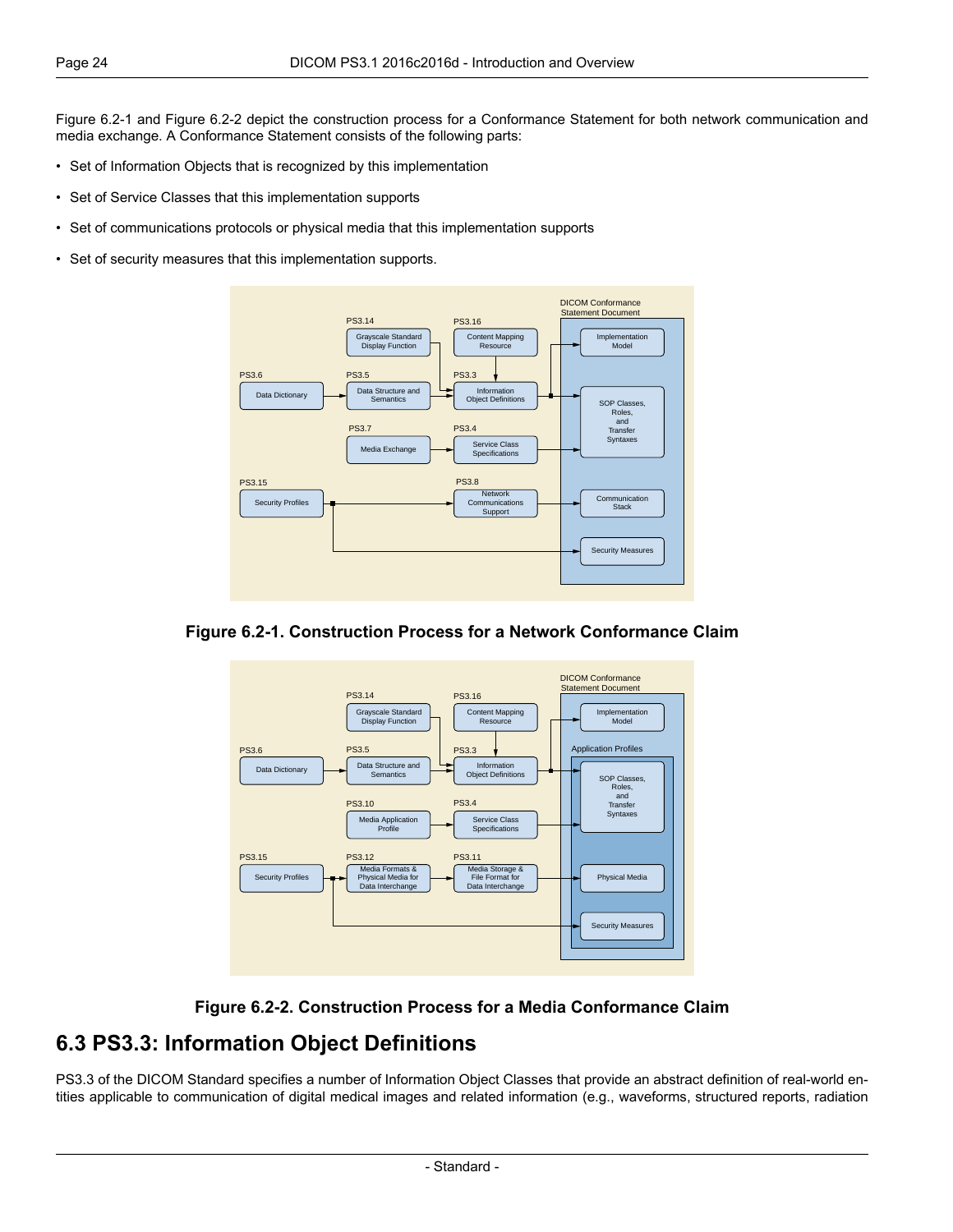Figure 6.2-1 and Figure 6.2-2 depict the construction process for a Conformance Statement for both network communication and media exchange. A Conformance Statement consists of the following parts:

- Set of Information Objects that is recognized by this implementation
- Set of Service Classes that this implementation supports
- Set of communications protocols or physical media that this implementation supports
- Set of security measures that this implementation supports.

**Figure 6.2-1. Construction Process for a Network Conformance Claim**

**Figure 6.2-2. Construction Process for a Media Conformance Claim**

## 6.3 PS3.3: Information Object Definitions

PS3.3 of the DICOM Standard specifies a number of Information Object Classes that provide an abstract definition of real-world entities applicable to communication of digital medical images and related information (e.g., waveforms, structured reports, radiation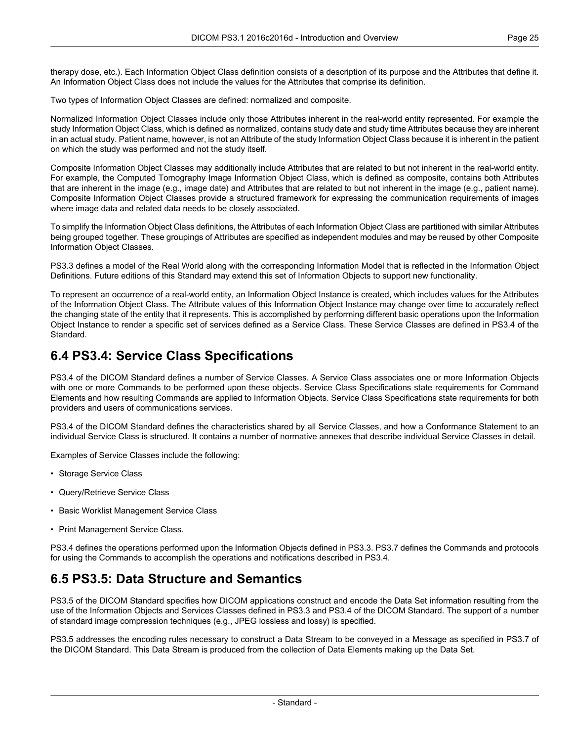therapy dose, etc.). Each Information Object Class definition consists of a description of its purpose and the Attributes that define it. An Information Object Class does not include the values for the Attributes that comprise its definition.

Two types of Information Object Classes are defined: normalized and composite.

Normalized Information Object Classes include only those Attributes inherent in the real-world entity represented. For example the study Information Object Class, which is defined as normalized, contains study date and study time Attributes because they are inherent in an actual study. Patient name, however, is not an Attribute of the study Information Object Class because it is inherent in the patient on which the study was performed and not the study itself.

Composite Information Object Classes may additionally include Attributes that are related to but not inherent in the real-world entity. For example, the Computed Tomography Image Information Object Class, which is defined as composite, contains both Attributes that are inherent in the image (e.g., image date) and Attributes that are related to but not inherent in the image (e.g., patient name). Composite Information Object Classes provide a structured framework for expressing the communication requirements of images where image data and related data needs to be closely associated.

To simplify the Information Object Class definitions, the Attributes of each Information Object Class are partitioned with similar Attributes being grouped together. These groupings of Attributes are specified as independent modules and may be reused by other Composite Information Object Classes.

PS3.3 defines a model of the Real World along with the corresponding Information Model that is reflected in the Information Object Definitions. Future editions of this Standard may extend this set of Information Objects to support new functionality.

To represent an occurrence of a real-world entity, an Information Object Instance is created, which includes values for the Attributes of the Information Object Class. The Attribute values of this Information Object Instance may change over time to accurately reflect the changing state of the entity that it represents. This is accomplished by performing different basic operations upon the Information Object Instance to render a specific set of services defined as a Service Class. These Service Classes are defined in PS3.4 of the Standard.

## 6.4 PS3.4: Service Class Specifications

PS3.4 of the DICOM Standard defines a number of Service Classes. A Service Class associates one or more Information Objects with one or more Commands to be performed upon these objects. Service Class Specifications state requirements for Command Elements and how resulting Commands are applied to Information Objects. Service Class Specifications state requirements for both providers and users of communications services.

PS3.4 of the DICOM Standard defines the characteristics shared by all Service Classes, and how a Conformance Statement to an individual Service Class is structured. It contains a number of normative annexes that describe individual Service Classes in detail.

Examples of Service Classes include the following:

- Storage Service Class
- Query/Retrieve Service Class
- Basic Worklist Management Service Class
- Print Management Service Class.

PS3.4 defines the operations performed upon the Information Objects defined in PS3.3. PS3.7 defines the Commands and protocols for using the Commands to accomplish the operations and notifications described in PS3.4.

## 6.5 PS3.5: Data Structure and Semantics

PS3.5 of the DICOM Standard specifies how DICOM applications construct and encode the Data Set information resulting from the use of the Information Objects and Services Classes defined in PS3.3 and PS3.4 of the DICOM Standard. The support of a number of standard image compression techniques (e.g., JPEG lossless and lossy) is specified.

PS3.5 addresses the encoding rules necessary to construct a Data Stream to be conveyed in a Message as specified in PS3.7 of the DICOM Standard. This Data Stream is produced from the collection of Data Elements making up the Data Set.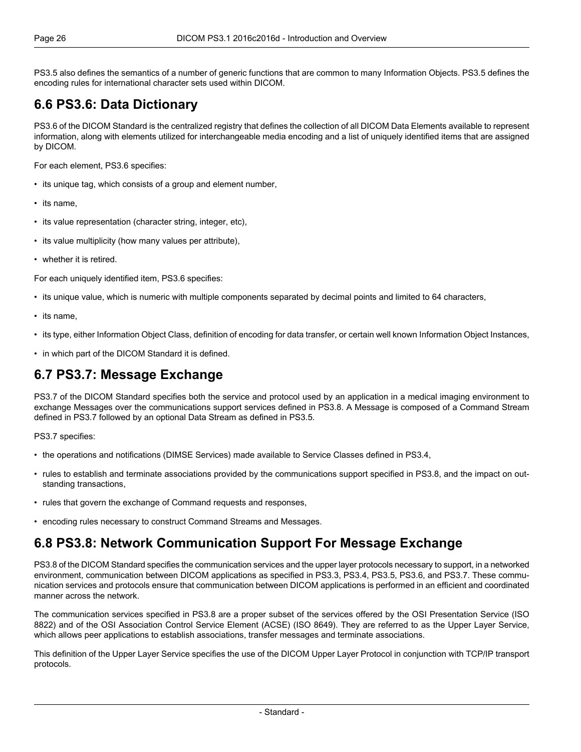PS3.5 also defines the semantics of a number of generic functions that are common to many Information Objects. PS3.5 defines the encoding rules for international character sets used within DICOM.

## 6.6 PS3.6: Data Dictionary

PS3.6 of the DICOM Standard is the centralized registry that defines the collection of all DICOM Data Elements available to represent information, along with elements utilized for interchangeable media encoding and a list of uniquely identified items that are assigned by DICOM.

For each element, PS3.6 specifies:

- its unique tag, which consists of a group and element number,
- its name,
- its value representation (character string, integer, etc),
- its value multiplicity (how many values per attribute),
- whether it is retired.

For each uniquely identified item, PS3.6 specifies:

- its unique value, which is numeric with multiple components separated by decimal points and limited to 64 characters,
- its name,
- its type, either Information Object Class, definition of encoding for data transfer, or certain well known Information Object Instances,
- in which part of the DICOM Standard it is defined.

## 6.7 PS3.7: Message Exchange

PS3.7 of the DICOM Standard specifies both the service and protocol used by an application in a medical imaging environment to exchange Messages over the communications support services defined in PS3.8. A Message is composed of a Command Stream defined in PS3.7 followed by an optional Data Stream as defined in PS3.5.

PS3.7 specifies:

- the operations and notifications (DIMSE Services) made available to Service Classes defined in PS3.4,
- rules to establish and terminate associations provided by the communications support specified in PS3.8, and the impact on outstanding transactions,
- rules that govern the exchange of Command requests and responses,
- encoding rules necessary to construct Command Streams and Messages.

## 6.8 PS3.8: Network Communication Support For Message Exchange

PS3.8 of the DICOM Standard specifies the communication services and the upper layer protocols necessary to support, in a networked environment, communication between DICOM applications as specified in PS3.3, PS3.4, PS3.5, PS3.6, and PS3.7. These communication services and protocols ensure that communication between DICOM applications is performed in an efficient and coordinated manner across the network.

The communication services specified in PS3.8 are a proper subset of the services offered by the OSI Presentation Service (ISO 8822) and of the OSI Association Control Service Element (ACSE) (ISO 8649). They are referred to as the Upper Layer Service, which allows peer applications to establish associations, transfer messages and terminate associations.

This definition of the Upper Layer Service specifies the use of the DICOM Upper Layer Protocol in conjunction with TCP/IP transport protocols.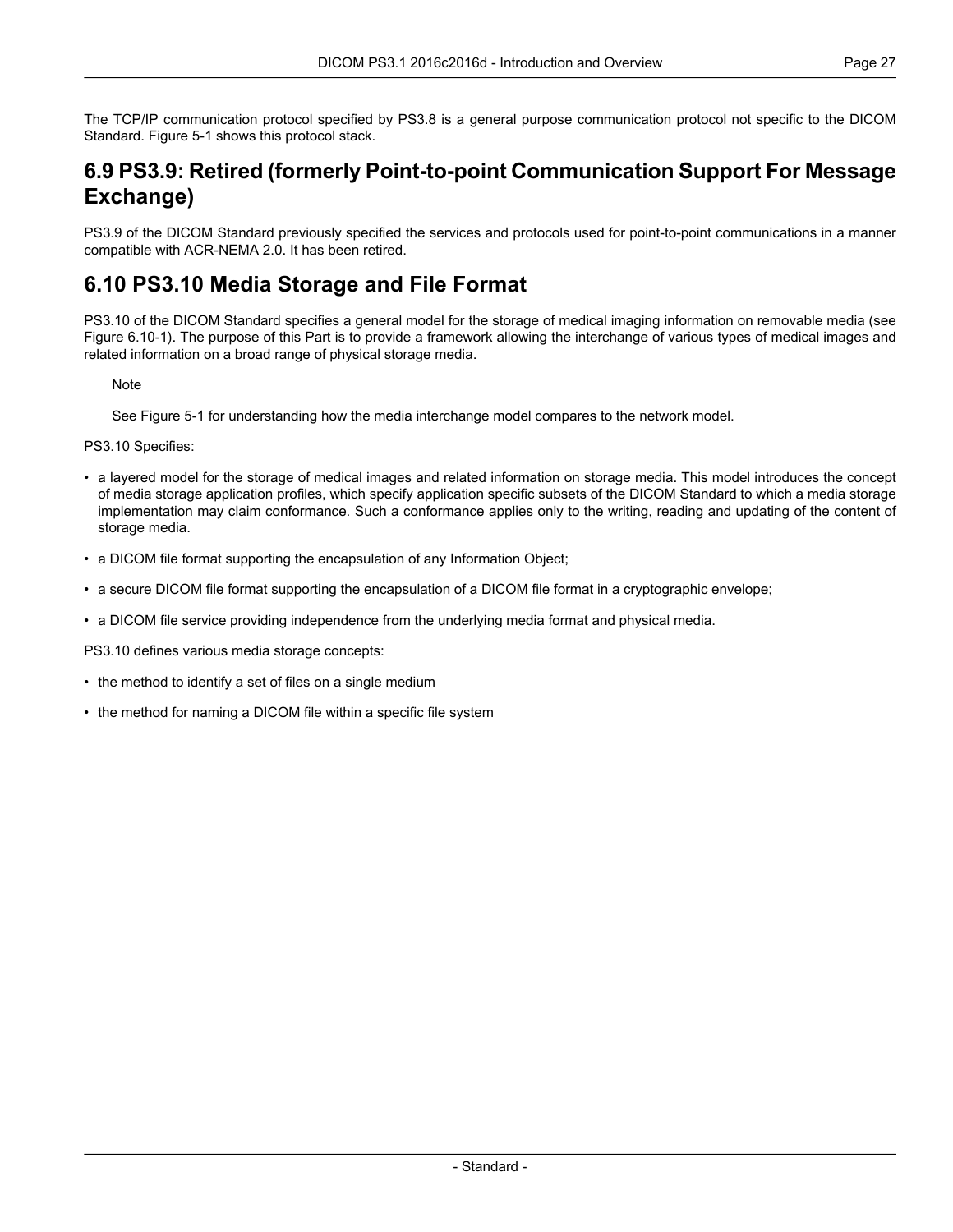The TCP/IP communication protocol specified by PS3.8 is a general purpose communication protocol not specific to the DICOM Standard. Figure 5-1 shows this protocol stack.

## 6.9 PS3.9: Retired (formerly Point-to-point Communication Support For Message Exchange)

PS3.9 of the DICOM Standard previously specified the services and protocols used for point-to-point communications in a manner compatible with ACR-NEMA 2.0. It has been retired.

## 6.10 PS3.10 Media Storage and File Format

PS3.10 of the DICOM Standard specifies a general model for the storage of medical imaging information on removable media (see Figure 6.10-1). The purpose of this Part is to provide a framework allowing the interchange of various types of medical images and related information on a broad range of physical storage media.

> Note
>
> See Figure 5-1 for understanding how the media interchange model compares to the network model.

PS3.10 Specifies:

- a layered model for the storage of medical images and related information on storage media. This model introduces the concept of media storage application profiles, which specify application specific subsets of the DICOM Standard to which a media storage implementation may claim conformance. Such a conformance applies only to the writing, reading and updating of the content of storage media.
- a DICOM file format supporting the encapsulation of any Information Object;
- a secure DICOM file format supporting the encapsulation of a DICOM file format in a cryptographic envelope;
- a DICOM file service providing independence from the underlying media format and physical media.

PS3.10 defines various media storage concepts:

- the method to identify a set of files on a single medium
- the method for naming a DICOM file within a specific file system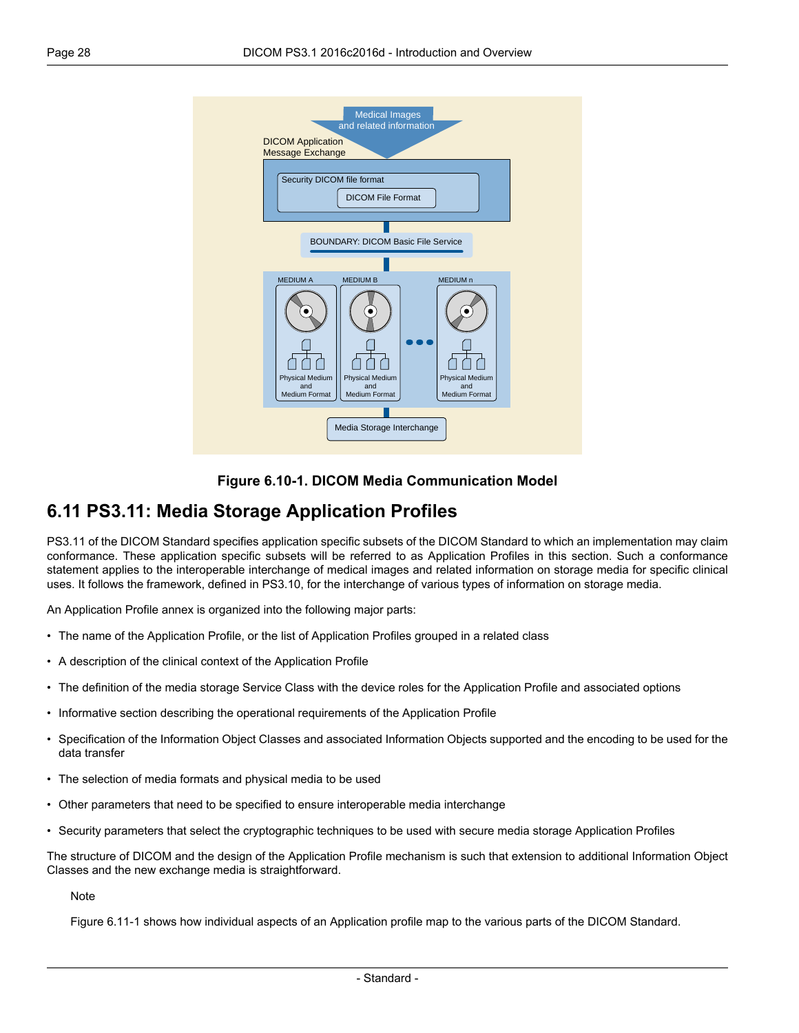Figure 6.10-1. DICOM Media Communication Model

## 6.11 PS3.11: Media Storage Application Profiles

PS3.11 of the DICOM Standard specifies application specific subsets of the DICOM Standard to which an implementation may claim conformance. These application specific subsets will be referred to as Application Profiles in this section. Such a conformance statement applies to the interoperable interchange of medical images and related information on storage media for specific clinical uses. It follows the framework, defined in PS3.10, for the interchange of various types of information on storage media.

An Application Profile annex is organized into the following major parts:

- The name of the Application Profile, or the list of Application Profiles grouped in a related class
- A description of the clinical context of the Application Profile
- The definition of the media storage Service Class with the device roles for the Application Profile and associated options
- Informative section describing the operational requirements of the Application Profile
- Specification of the Information Object Classes and associated Information Objects supported and the encoding to be used for the data transfer
- The selection of media formats and physical media to be used
- Other parameters that need to be specified to ensure interoperable media interchange
- Security parameters that select the cryptographic techniques to be used with secure media storage Application Profiles

The structure of DICOM and the design of the Application Profile mechanism is such that extension to additional Information Object Classes and the new exchange media is straightforward.

Note

Figure 6.11-1 shows how individual aspects of an Application profile map to the various parts of the DICOM Standard.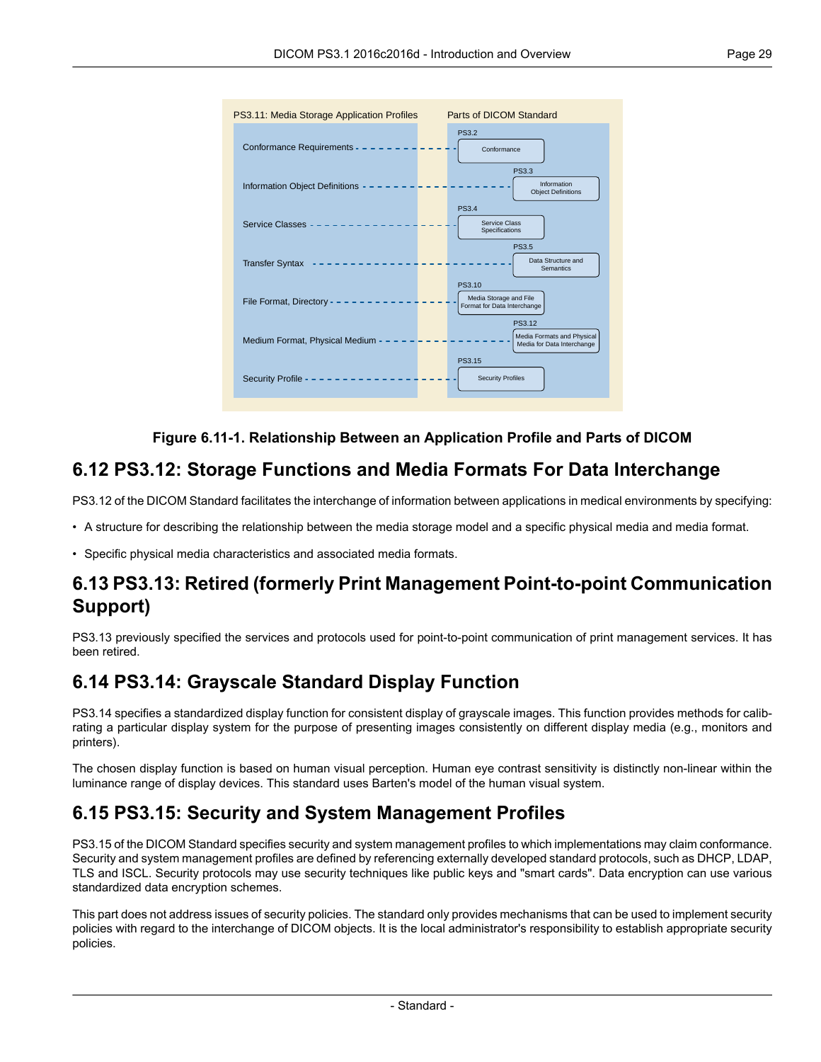PS3.11: Media Storage Application Profiles

Parts of DICOM Standard

| PS3.11: Media Storage Application Profiles | Parts of DICOM Standard |
| --- | --- |
| Conformance Requirements | PS3.2 Conformance |
| Information Object Definitions | PS3.3 Information Object Definitions |
| Service Classes | PS3.4 Service Class Specifications |
| Transfer Syntax | PS3.5 Data Structure and Semantics |
| File Format, Directory | PS3.10 Media Storage and File Format for Data Interchange |
| Medium Format, Physical Medium | PS3.12 Media Formats and Physical Media for Data Interchange |
| Security Profile | PS3.15 Security Profiles |

**Figure 6.11-1. Relationship Between an Application Profile and Parts of DICOM**

## 6.12 PS3.12: Storage Functions and Media Formats For Data Interchange

PS3.12 of the DICOM Standard facilitates the interchange of information between applications in medical environments by specifying:

- A structure for describing the relationship between the media storage model and a specific physical media and media format.
- Specific physical media characteristics and associated media formats.

## 6.13 PS3.13: Retired (formerly Print Management Point-to-point Communication Support)

PS3.13 previously specified the services and protocols used for point-to-point communication of print management services. It has been retired.

## 6.14 PS3.14: Grayscale Standard Display Function

PS3.14 specifies a standardized display function for consistent display of grayscale images. This function provides methods for calibrating a particular display system for the purpose of presenting images consistently on different display media (e.g., monitors and printers).

The chosen display function is based on human visual perception. Human eye contrast sensitivity is distinctly non-linear within the luminance range of display devices. This standard uses Barten's model of the human visual system.

## 6.15 PS3.15: Security and System Management Profiles

PS3.15 of the DICOM Standard specifies security and system management profiles to which implementations may claim conformance. Security and system management profiles are defined by referencing externally developed standard protocols, such as DHCP, LDAP, TLS and ISCL. Security protocols may use security techniques like public keys and "smart cards". Data encryption can use various standardized data encryption schemes.

This part does not address issues of security policies. The standard only provides mechanisms that can be used to implement security policies with regard to the interchange of DICOM objects. It is the local administrator's responsibility to establish appropriate security policies.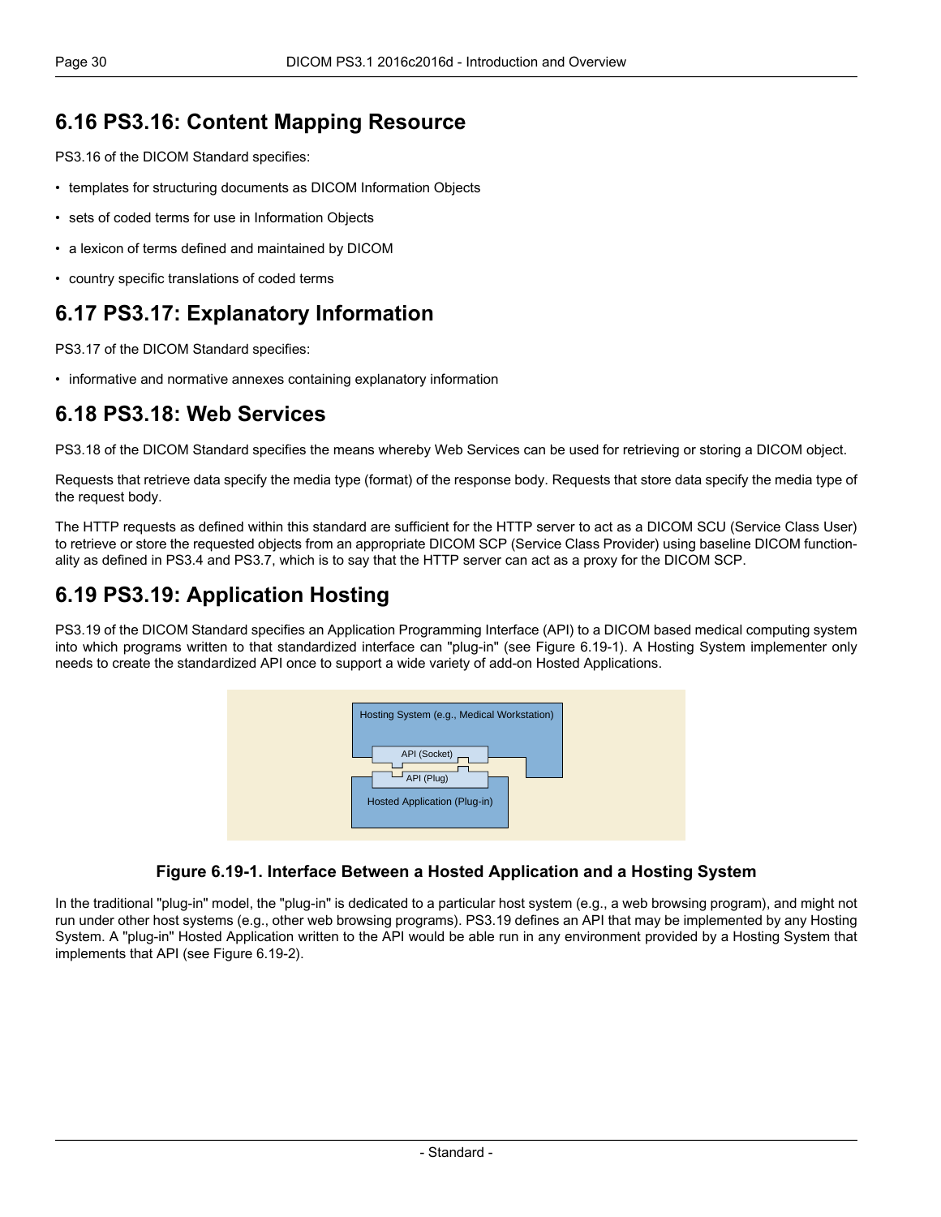## 6.16 PS3.16: Content Mapping Resource

PS3.16 of the DICOM Standard specifies:

- templates for structuring documents as DICOM Information Objects
- sets of coded terms for use in Information Objects
- a lexicon of terms defined and maintained by DICOM
- country specific translations of coded terms

## 6.17 PS3.17: Explanatory Information

PS3.17 of the DICOM Standard specifies:

- informative and normative annexes containing explanatory information

## 6.18 PS3.18: Web Services

PS3.18 of the DICOM Standard specifies the means whereby Web Services can be used for retrieving or storing a DICOM object.

Requests that retrieve data specify the media type (format) of the response body. Requests that store data specify the media type of the request body.

The HTTP requests as defined within this standard are sufficient for the HTTP server to act as a DICOM SCU (Service Class User) to retrieve or store the requested objects from an appropriate DICOM SCP (Service Class Provider) using baseline DICOM functionality as defined in PS3.4 and PS3.7, which is to say that the HTTP server can act as a proxy for the DICOM SCP.

## 6.19 PS3.19: Application Hosting

PS3.19 of the DICOM Standard specifies an Application Programming Interface (API) to a DICOM based medical computing system into which programs written to that standardized interface can "plug-in" (see Figure 6.19-1). A Hosting System implementer only needs to create the standardized API once to support a wide variety of add-on Hosted Applications.

Hosting System (e.g., Medical Workstation)

API (Socket)

API (Plug)

Hosted Application (Plug-in)

**Figure 6.19-1. Interface Between a Hosted Application and a Hosting System**

In the traditional "plug-in" model, the "plug-in" is dedicated to a particular host system (e.g., a web browsing program), and might not run under other host systems (e.g., other web browsing programs). PS3.19 defines an API that may be implemented by any Hosting System. A "plug-in" Hosted Application written to the API would be able run in any environment provided by a Hosting System that implements that API (see Figure 6.19-2).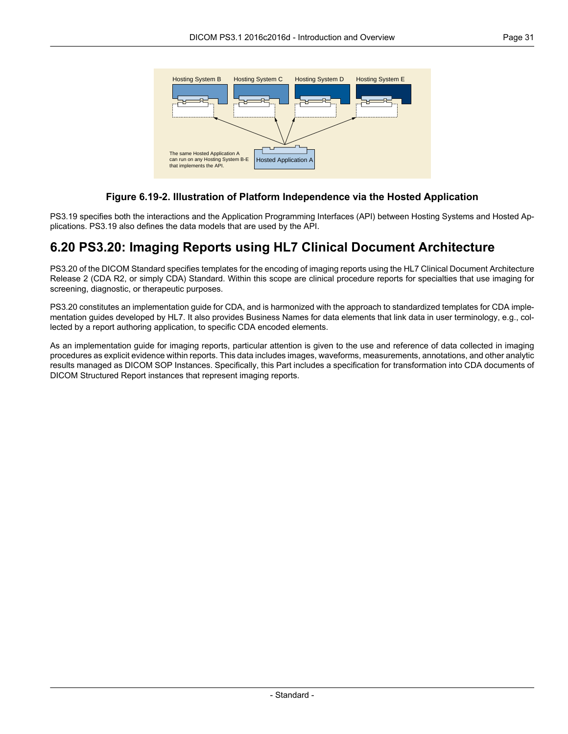**Figure 6.19-2. Illustration of Platform Independence via the Hosted Application**

PS3.19 specifies both the interactions and the Application Programming Interfaces (API) between Hosting Systems and Hosted Applications. PS3.19 also defines the data models that are used by the API.

## 6.20 PS3.20: Imaging Reports using HL7 Clinical Document Architecture

PS3.20 of the DICOM Standard specifies templates for the encoding of imaging reports using the HL7 Clinical Document Architecture Release 2 (CDA R2, or simply CDA) Standard. Within this scope are clinical procedure reports for specialties that use imaging for screening, diagnostic, or therapeutic purposes.

PS3.20 constitutes an implementation guide for CDA, and is harmonized with the approach to standardized templates for CDA implementation guides developed by HL7. It also provides Business Names for data elements that link data in user terminology, e.g., collected by a report authoring application, to specific CDA encoded elements.

As an implementation guide for imaging reports, particular attention is given to the use and reference of data collected in imaging procedures as explicit evidence within reports. This data includes images, waveforms, measurements, annotations, and other analytic results managed as DICOM SOP Instances. Specifically, this Part includes a specification for transformation into CDA documents of DICOM Structured Report instances that represent imaging reports.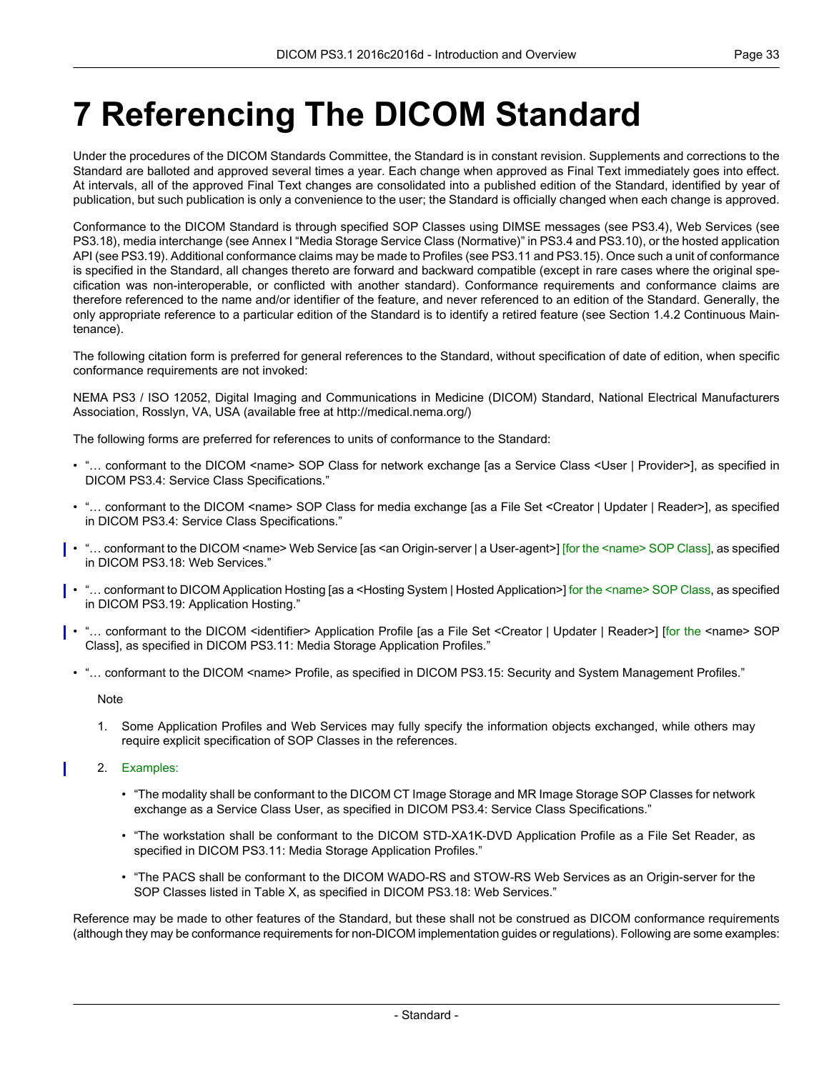# 7 Referencing The DICOM Standard

Under the procedures of the DICOM Standards Committee, the Standard is in constant revision. Supplements and corrections to the Standard are balloted and approved several times a year. Each change when approved as Final Text immediately goes into effect. At intervals, all of the approved Final Text changes are consolidated into a published edition of the Standard, identified by year of publication, but such publication is only a convenience to the user; the Standard is officially changed when each change is approved.

Conformance to the DICOM Standard is through specified SOP Classes using DIMSE messages (see PS3.4), Web Services (see PS3.18), media interchange (see Annex I "Media Storage Service Class (Normative)" in PS3.4 and PS3.10), or the hosted application API (see PS3.19). Additional conformance claims may be made to Profiles (see PS3.11 and PS3.15). Once such a unit of conformance is specified in the Standard, all changes thereto are forward and backward compatible (except in rare cases where the original specification was non-interoperable, or conflicted with another standard). Conformance requirements and conformance claims are therefore referenced to the name and/or identifier of the feature, and never referenced to an edition of the Standard. Generally, the only appropriate reference to a particular edition of the Standard is to identify a retired feature (see Section 1.4.2 Continuous Maintenance).

The following citation form is preferred for general references to the Standard, without specification of date of edition, when specific conformance requirements are not invoked:

NEMA PS3 / ISO 12052, Digital Imaging and Communications in Medicine (DICOM) Standard, National Electrical Manufacturers Association, Rosslyn, VA, USA (available free at http://medical.nema.org/)

The following forms are preferred for references to units of conformance to the Standard:

- "… conformant to the DICOM <name> SOP Class for network exchange [as a Service Class <User | Provider>], as specified in DICOM PS3.4: Service Class Specifications."
- "… conformant to the DICOM <name> SOP Class for media exchange [as a File Set <Creator | Updater | Reader>], as specified in DICOM PS3.4: Service Class Specifications."
- "… conformant to the DICOM <name> Web Service [as <an Origin-server | a User-agent>] [for the <name> SOP Class], as specified in DICOM PS3.18: Web Services."
- "… conformant to DICOM Application Hosting [as a <Hosting System | Hosted Application>] for the <name> SOP Class, as specified in DICOM PS3.19: Application Hosting."
- "… conformant to the DICOM <identifier> Application Profile [as a File Set <Creator | Updater | Reader>] [for the <name> SOP Class], as specified in DICOM PS3.11: Media Storage Application Profiles."
- "… conformant to the DICOM <name> Profile, as specified in DICOM PS3.15: Security and System Management Profiles."

Note

1. Some Application Profiles and Web Services may fully specify the information objects exchanged, while others may require explicit specification of SOP Classes in the references.
2. Examples:
   - "The modality shall be conformant to the DICOM CT Image Storage and MR Image Storage SOP Classes for network exchange as a Service Class User, as specified in DICOM PS3.4: Service Class Specifications."
   - "The workstation shall be conformant to the DICOM STD-XA1K-DVD Application Profile as a File Set Reader, as specified in DICOM PS3.11: Media Storage Application Profiles."
   - "The PACS shall be conformant to the DICOM WADO-RS and STOW-RS Web Services as an Origin-server for the SOP Classes listed in Table X, as specified in DICOM PS3.18: Web Services."

Reference may be made to other features of the Standard, but these shall not be construed as DICOM conformance requirements (although they may be conformance requirements for non-DICOM implementation guides or regulations). Following are some examples: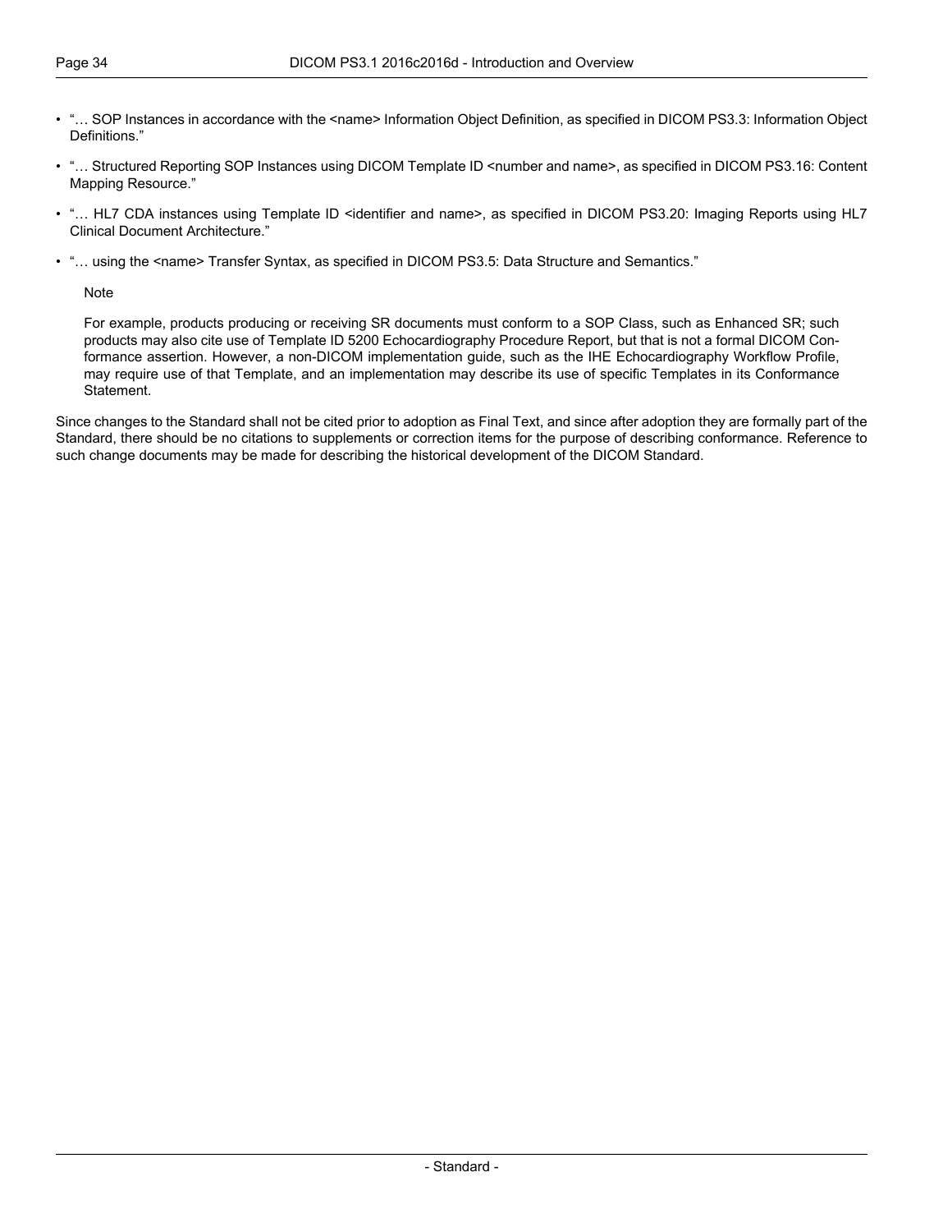- "… SOP Instances in accordance with the <name> Information Object Definition, as specified in DICOM PS3.3: Information Object Definitions."
- "… Structured Reporting SOP Instances using DICOM Template ID <number and name>, as specified in DICOM PS3.16: Content Mapping Resource."
- "… HL7 CDA instances using Template ID <identifier and name>, as specified in DICOM PS3.20: Imaging Reports using HL7 Clinical Document Architecture."
- "… using the <name> Transfer Syntax, as specified in DICOM PS3.5: Data Structure and Semantics."

  Note

  For example, products producing or receiving SR documents must conform to a SOP Class, such as Enhanced SR; such products may also cite use of Template ID 5200 Echocardiography Procedure Report, but that is not a formal DICOM Conformance assertion. However, a non-DICOM implementation guide, such as the IHE Echocardiography Workflow Profile, may require use of that Template, and an implementation may describe its use of specific Templates in its Conformance Statement.

Since changes to the Standard shall not be cited prior to adoption as Final Text, and since after adoption they are formally part of the Standard, there should be no citations to supplements or correction items for the purpose of describing conformance. Reference to such change documents may be made for describing the historical development of the DICOM Standard.